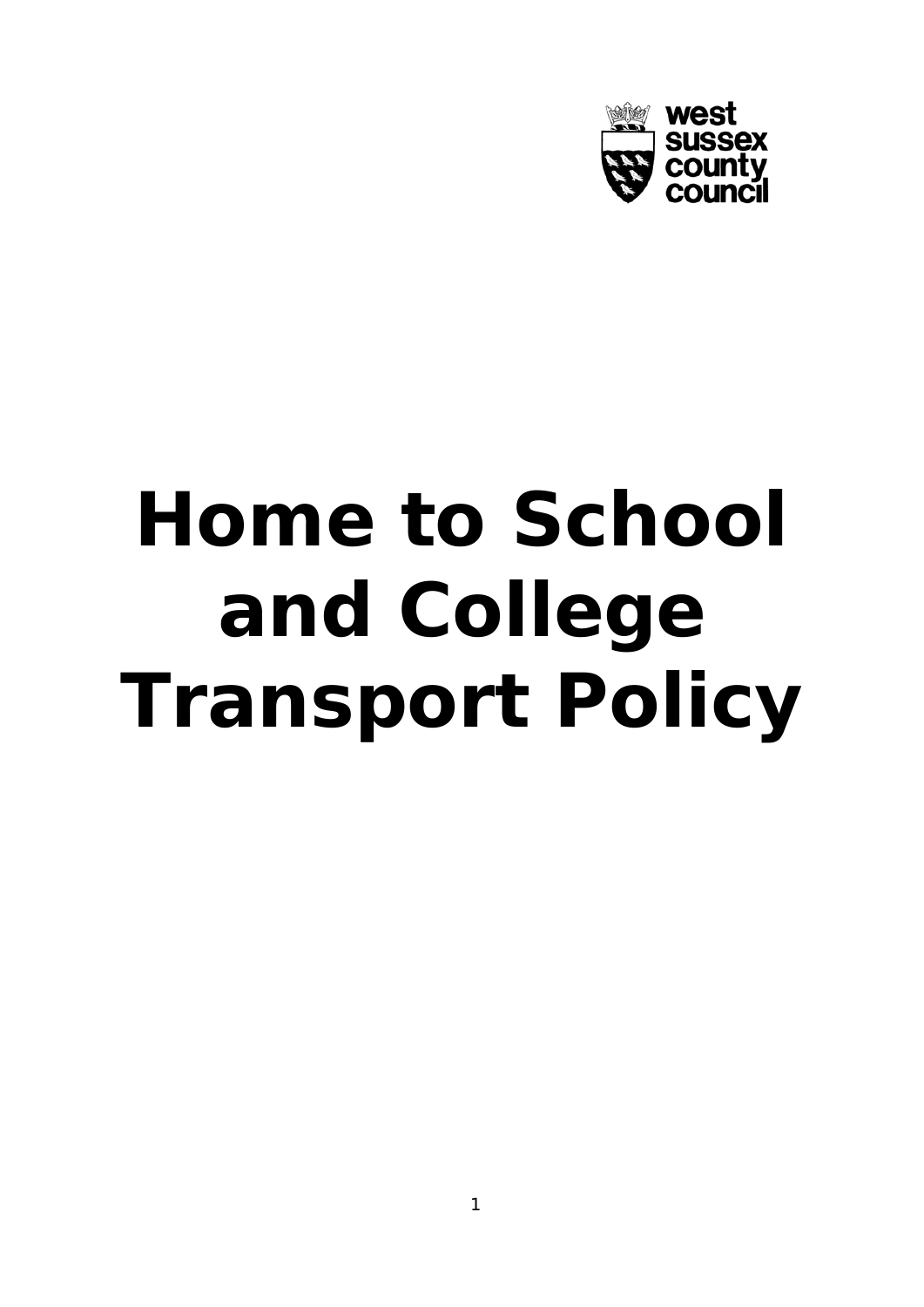west sussex county council

# Home to School and College Transport Policy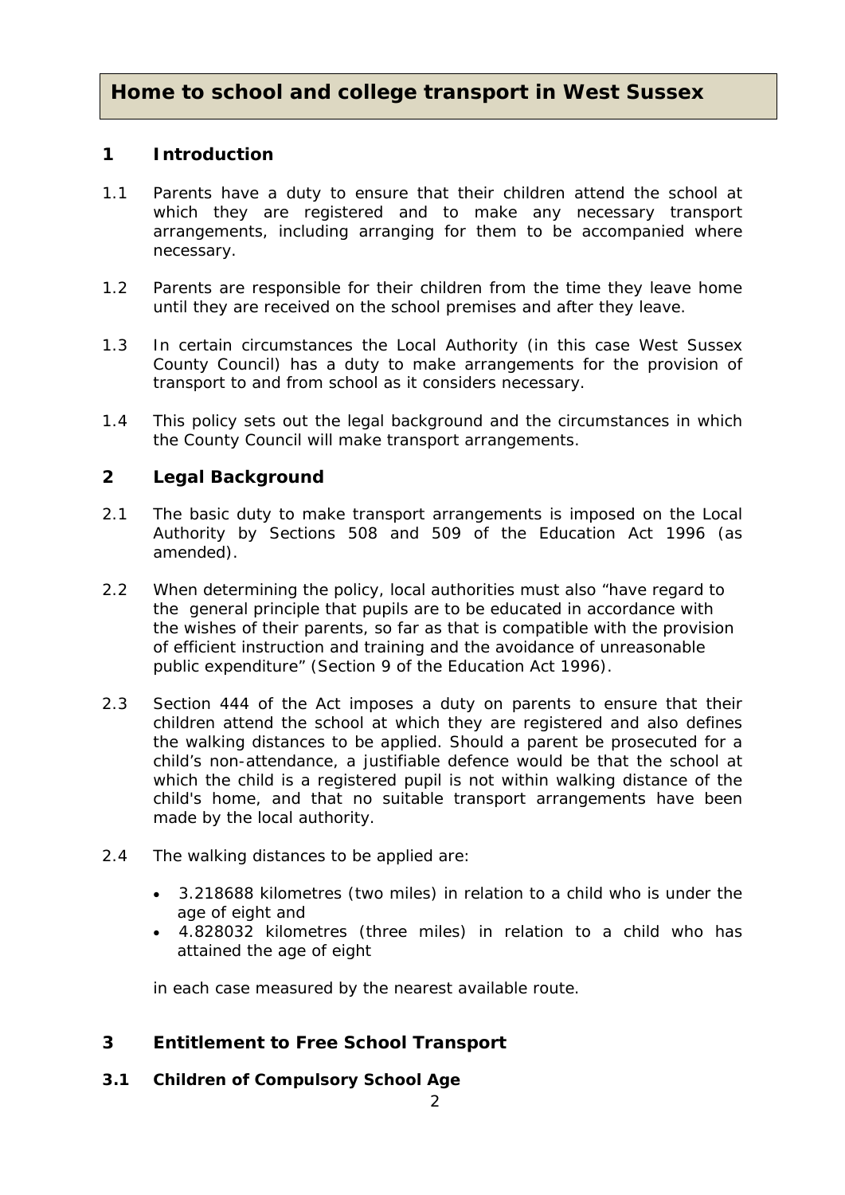# Home to school and college transport in West Sussex

## 1 Introduction

1.1 Parents have a duty to ensure that their children attend the school at which they are registered and to make any necessary transport arrangements, including arranging for them to be accompanied where necessary.

1.2 Parents are responsible for their children from the time they leave home until they are received on the school premises and after they leave.

1.3 In certain circumstances the Local Authority (in this case West Sussex County Council) has a duty to make arrangements for the provision of transport to and from school as it considers necessary.

1.4 This policy sets out the legal background and the circumstances in which the County Council will make transport arrangements.

## 2 Legal Background

2.1 The basic duty to make transport arrangements is imposed on the Local Authority by Sections 508 and 509 of the Education Act 1996 (as amended).

2.2 When determining the policy, local authorities must also "have regard to the general principle that pupils are to be educated in accordance with the wishes of their parents, so far as that is compatible with the provision of efficient instruction and training and the avoidance of unreasonable public expenditure" (Section 9 of the Education Act 1996).

2.3 Section 444 of the Act imposes a duty on parents to ensure that their children attend the school at which they are registered and also defines the walking distances to be applied. Should a parent be prosecuted for a child's non-attendance, a justifiable defence would be that the school at which the child is a registered pupil is not within walking distance of the child's home, and that no suitable transport arrangements have been made by the local authority.

2.4 The walking distances to be applied are:

- 3.218688 kilometres (two miles) in relation to a child who is under the age of eight and
- 4.828032 kilometres (three miles) in relation to a child who has attained the age of eight

in each case measured by the nearest available route.

## 3 Entitlement to Free School Transport

### 3.1 Children of Compulsory School Age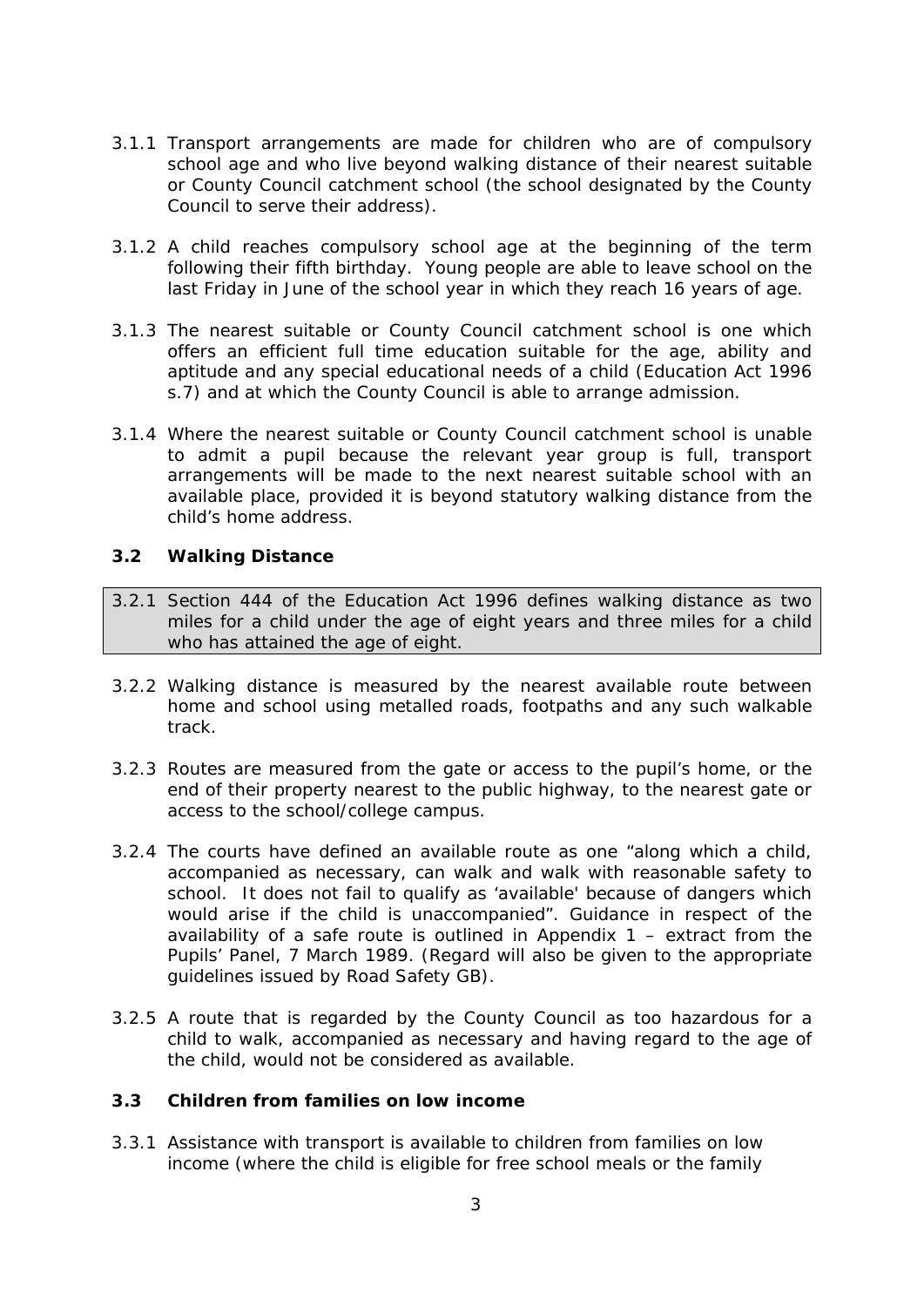3.1.1 Transport arrangements are made for children who are of compulsory school age and who live beyond walking distance of their nearest suitable or County Council catchment school (the school designated by the County Council to serve their address).

3.1.2 A child reaches compulsory school age at the beginning of the term following their fifth birthday. Young people are able to leave school on the last Friday in June of the school year in which they reach 16 years of age.

3.1.3 The nearest suitable or County Council catchment school is one which offers an efficient full time education suitable for the age, ability and aptitude and any special educational needs of a child (Education Act 1996 s.7) and at which the County Council is able to arrange admission.

3.1.4 Where the nearest suitable or County Council catchment school is unable to admit a pupil because the relevant year group is full, transport arrangements will be made to the next nearest suitable school with an available place, provided it is beyond statutory walking distance from the child's home address.

### 3.2 Walking Distance

3.2.1 Section 444 of the Education Act 1996 defines walking distance as two miles for a child under the age of eight years and three miles for a child who has attained the age of eight.

3.2.2 Walking distance is measured by the nearest available route between home and school using metalled roads, footpaths and any such walkable track.

3.2.3 Routes are measured from the gate or access to the pupil's home, or the end of their property nearest to the public highway, to the nearest gate or access to the school/college campus.

3.2.4 The courts have defined an available route as one "along which a child, accompanied as necessary, can walk and walk with reasonable safety to school. It does not fail to qualify as 'available' because of dangers which would arise if the child is unaccompanied". Guidance in respect of the availability of a safe route is outlined in Appendix 1 – extract from the Pupils' Panel, 7 March 1989. (Regard will also be given to the appropriate guidelines issued by Road Safety GB).

3.2.5 A route that is regarded by the County Council as too hazardous for a child to walk, accompanied as necessary and having regard to the age of the child, would not be considered as available.

### 3.3 Children from families on low income

3.3.1 Assistance with transport is available to children from families on low income (where the child is eligible for free school meals or the family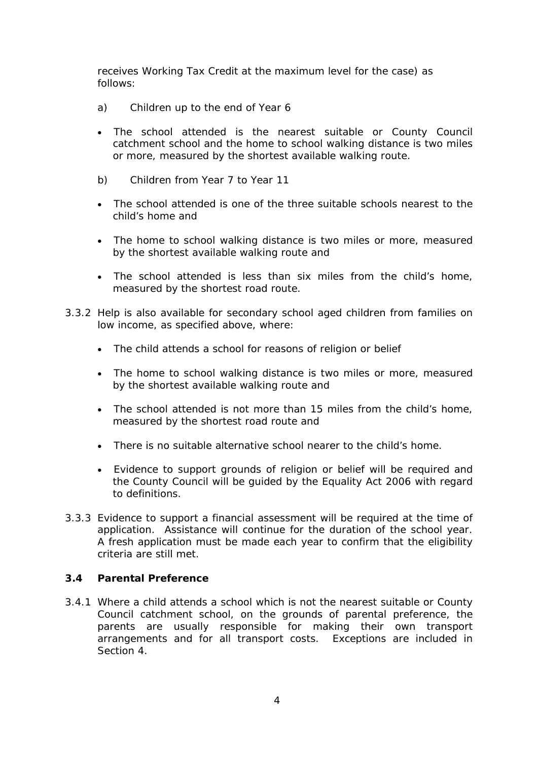receives Working Tax Credit at the maximum level for the case) as follows:

a) Children up to the end of Year 6

- The school attended is the nearest suitable or County Council catchment school and the home to school walking distance is two miles or more, measured by the shortest available walking route.

b) Children from Year 7 to Year 11

- The school attended is one of the three suitable schools nearest to the child's home and
- The home to school walking distance is two miles or more, measured by the shortest available walking route and
- The school attended is less than six miles from the child's home, measured by the shortest road route.

3.3.2 Help is also available for secondary school aged children from families on low income, as specified above, where:

- The child attends a school for reasons of religion or belief
- The home to school walking distance is two miles or more, measured by the shortest available walking route and
- The school attended is not more than 15 miles from the child's home, measured by the shortest road route and
- There is no suitable alternative school nearer to the child's home.
- Evidence to support grounds of religion or belief will be required and the County Council will be guided by the Equality Act 2006 with regard to definitions.

3.3.3 Evidence to support a financial assessment will be required at the time of application. Assistance will continue for the duration of the school year. A fresh application must be made each year to confirm that the eligibility criteria are still met.

### 3.4 Parental Preference

3.4.1 Where a child attends a school which is not the nearest suitable or County Council catchment school, on the grounds of parental preference, the parents are usually responsible for making their own transport arrangements and for all transport costs. Exceptions are included in Section 4.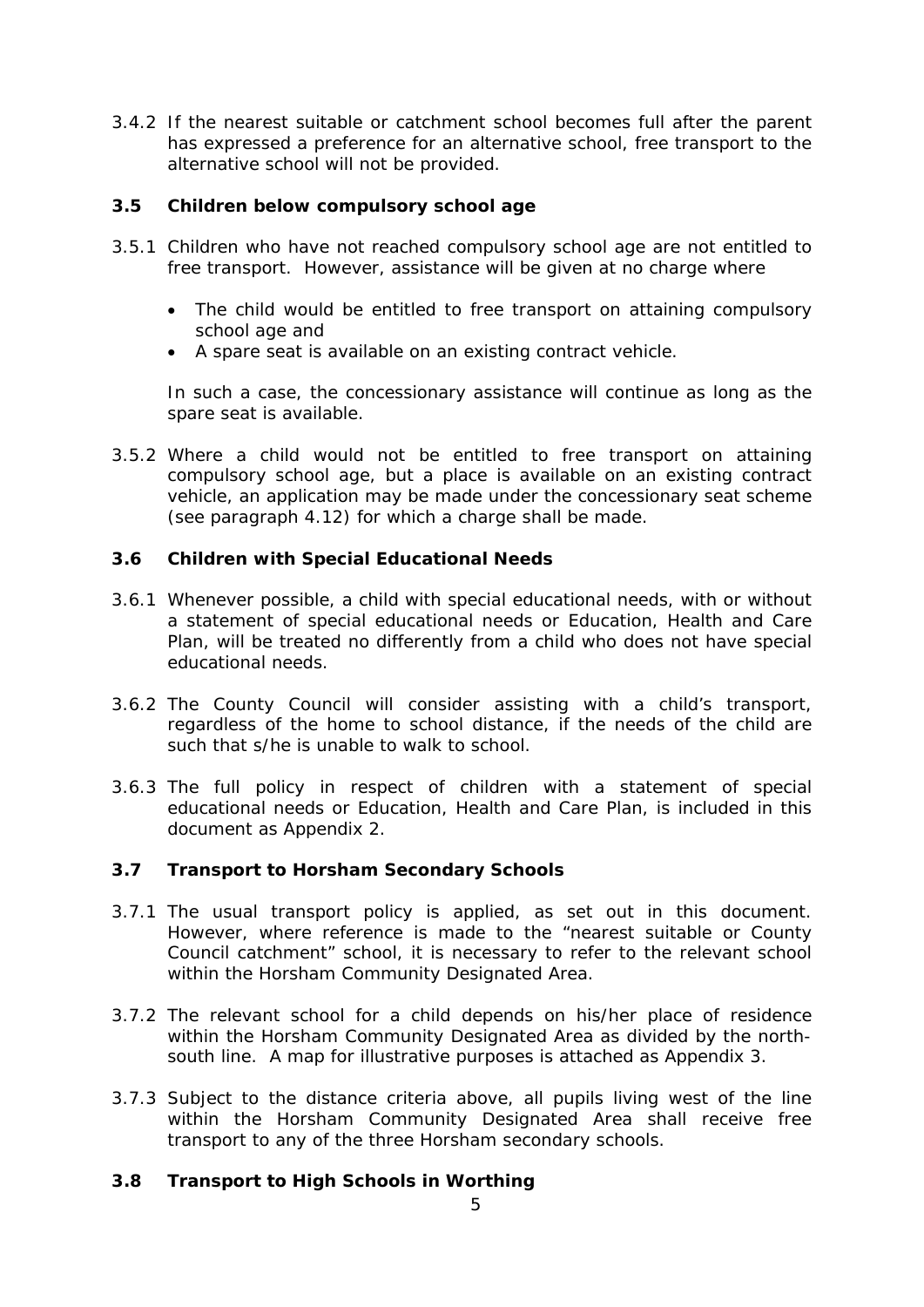3.4.2 If the nearest suitable or catchment school becomes full after the parent has expressed a preference for an alternative school, free transport to the alternative school will not be provided.

### 3.5 Children below compulsory school age

3.5.1 Children who have not reached compulsory school age are not entitled to free transport. However, assistance will be given at no charge where

- The child would be entitled to free transport on attaining compulsory school age and
- A spare seat is available on an existing contract vehicle.

In such a case, the concessionary assistance will continue as long as the spare seat is available.

3.5.2 Where a child would not be entitled to free transport on attaining compulsory school age, but a place is available on an existing contract vehicle, an application may be made under the concessionary seat scheme (see paragraph 4.12) for which a charge shall be made.

### 3.6 Children with Special Educational Needs

3.6.1 Whenever possible, a child with special educational needs, with or without a statement of special educational needs or Education, Health and Care Plan, will be treated no differently from a child who does not have special educational needs.

3.6.2 The County Council will consider assisting with a child's transport, regardless of the home to school distance, if the needs of the child are such that s/he is unable to walk to school.

3.6.3 The full policy in respect of children with a statement of special educational needs or Education, Health and Care Plan, is included in this document as Appendix 2.

### 3.7 Transport to Horsham Secondary Schools

3.7.1 The usual transport policy is applied, as set out in this document. However, where reference is made to the "nearest suitable or County Council catchment" school, it is necessary to refer to the relevant school within the Horsham Community Designated Area.

3.7.2 The relevant school for a child depends on his/her place of residence within the Horsham Community Designated Area as divided by the north-south line. A map for illustrative purposes is attached as Appendix 3.

3.7.3 Subject to the distance criteria above, all pupils living west of the line within the Horsham Community Designated Area shall receive free transport to any of the three Horsham secondary schools.

### 3.8 Transport to High Schools in Worthing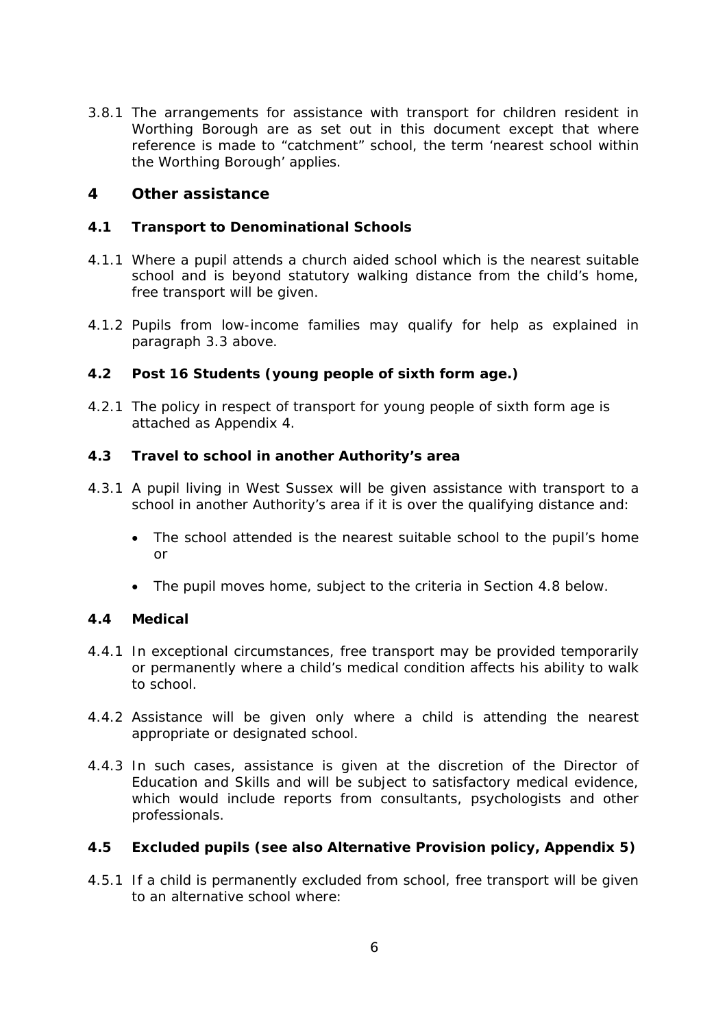3.8.1 The arrangements for assistance with transport for children resident in Worthing Borough are as set out in this document except that where reference is made to “catchment” school, the term ‘nearest school within the Worthing Borough’ applies.

## 4 Other assistance

### 4.1 Transport to Denominational Schools

4.1.1 Where a pupil attends a church aided school which is the nearest suitable school and is beyond statutory walking distance from the child’s home, free transport will be given.

4.1.2 Pupils from low-income families may qualify for help as explained in paragraph 3.3 above.

### 4.2 Post 16 Students (young people of sixth form age.)

4.2.1 The policy in respect of transport for young people of sixth form age is attached as Appendix 4.

### 4.3 Travel to school in another Authority’s area

4.3.1 A pupil living in West Sussex will be given assistance with transport to a school in another Authority’s area if it is over the qualifying distance and:

- The school attended is the nearest suitable school to the pupil’s home or
- The pupil moves home, subject to the criteria in Section 4.8 below.

### 4.4 Medical

4.4.1 In exceptional circumstances, free transport may be provided temporarily or permanently where a child’s medical condition affects his ability to walk to school.

4.4.2 Assistance will be given only where a child is attending the nearest appropriate or designated school.

4.4.3 In such cases, assistance is given at the discretion of the Director of Education and Skills and will be subject to satisfactory medical evidence, which would include reports from consultants, psychologists and other professionals.

### 4.5 Excluded pupils (see also Alternative Provision policy, Appendix 5)

4.5.1 If a child is permanently excluded from school, free transport will be given to an alternative school where: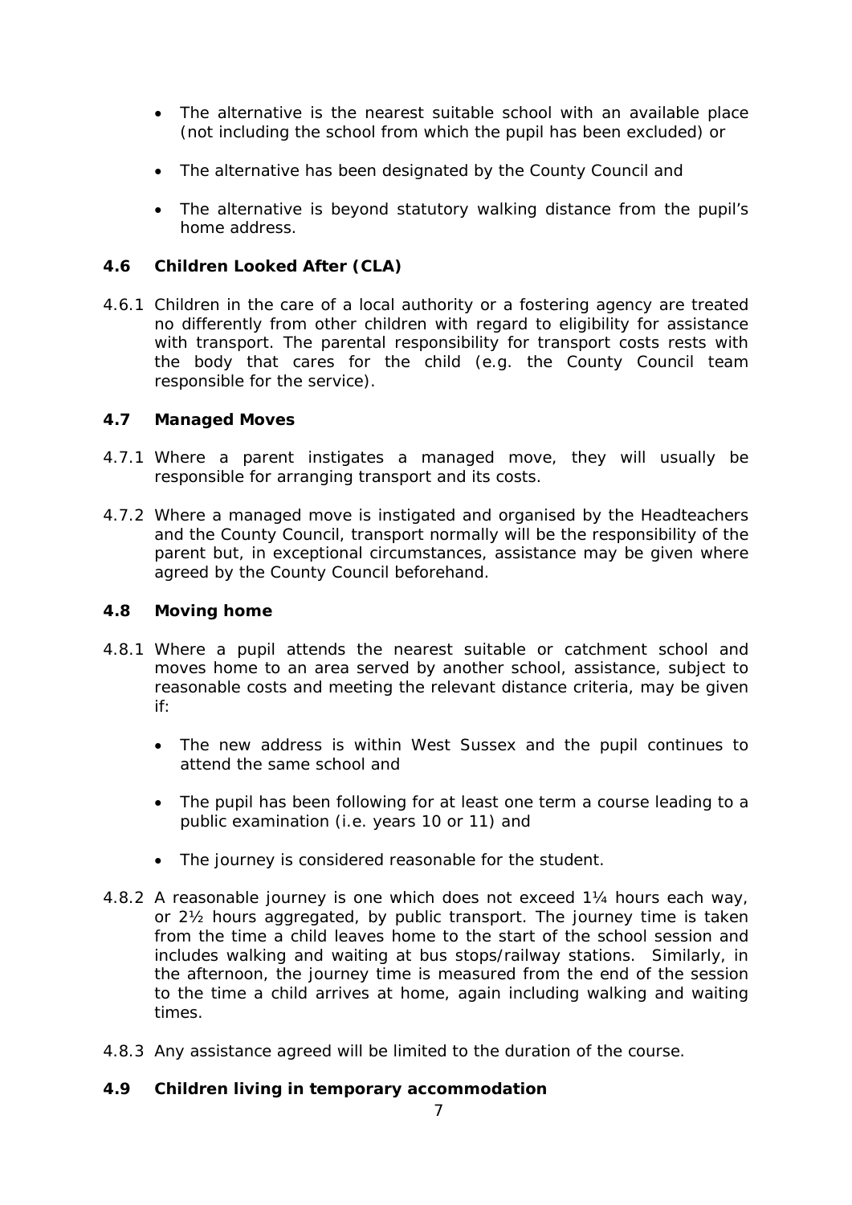- The alternative is the nearest suitable school with an available place (not including the school from which the pupil has been excluded) or
- The alternative has been designated by the County Council and
- The alternative is beyond statutory walking distance from the pupil's home address.

### 4.6 Children Looked After (CLA)

4.6.1 Children in the care of a local authority or a fostering agency are treated no differently from other children with regard to eligibility for assistance with transport. The parental responsibility for transport costs rests with the body that cares for the child (e.g. the County Council team responsible for the service).

### 4.7 Managed Moves

4.7.1 Where a parent instigates a managed move, they will usually be responsible for arranging transport and its costs.

4.7.2 Where a managed move is instigated and organised by the Headteachers and the County Council, transport normally will be the responsibility of the parent but, in exceptional circumstances, assistance may be given where agreed by the County Council beforehand.

### 4.8 Moving home

4.8.1 Where a pupil attends the nearest suitable or catchment school and moves home to an area served by another school, assistance, subject to reasonable costs and meeting the relevant distance criteria, may be given if:

- The new address is within West Sussex and the pupil continues to attend the same school and
- The pupil has been following for at least one term a course leading to a public examination (i.e. years 10 or 11) and
- The journey is considered reasonable for the student.

4.8.2 A reasonable journey is one which does not exceed 1¼ hours each way, or 2½ hours aggregated, by public transport. The journey time is taken from the time a child leaves home to the start of the school session and includes walking and waiting at bus stops/railway stations. Similarly, in the afternoon, the journey time is measured from the end of the session to the time a child arrives at home, again including walking and waiting times.

4.8.3 Any assistance agreed will be limited to the duration of the course.

### 4.9 Children living in temporary accommodation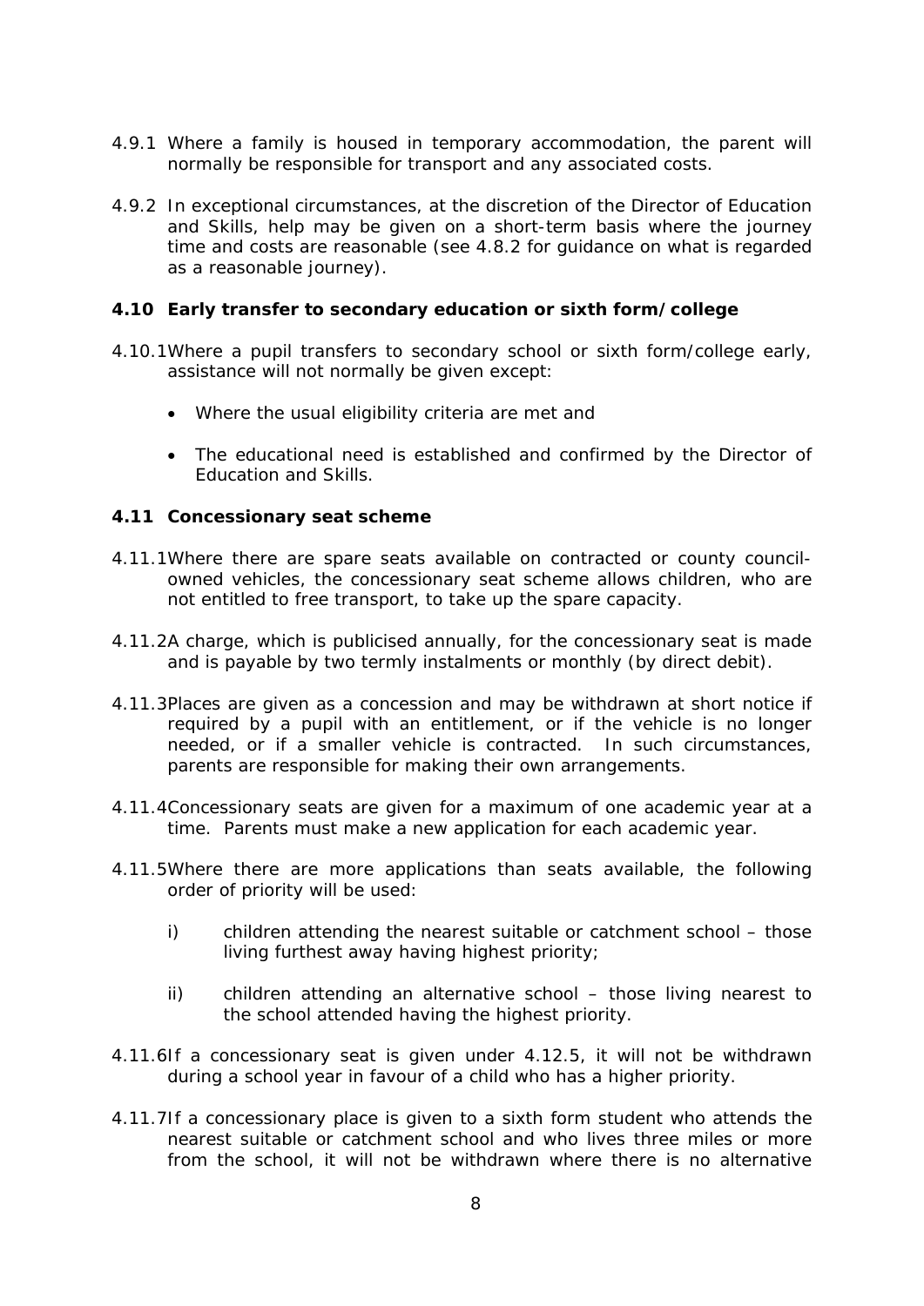4.9.1 Where a family is housed in temporary accommodation, the parent will normally be responsible for transport and any associated costs.

4.9.2 In exceptional circumstances, at the discretion of the Director of Education and Skills, help may be given on a short-term basis where the journey time and costs are reasonable (see 4.8.2 for guidance on what is regarded as a reasonable journey).

### 4.10 Early transfer to secondary education or sixth form/college

4.10.1 Where a pupil transfers to secondary school or sixth form/college early, assistance will not normally be given except:

- Where the usual eligibility criteria are met and
- The educational need is established and confirmed by the Director of Education and Skills.

### 4.11 Concessionary seat scheme

4.11.1 Where there are spare seats available on contracted or county council-owned vehicles, the concessionary seat scheme allows children, who are not entitled to free transport, to take up the spare capacity.

4.11.2 A charge, which is publicised annually, for the concessionary seat is made and is payable by two termly instalments or monthly (by direct debit).

4.11.3 Places are given as a concession and may be withdrawn at short notice if required by a pupil with an entitlement, or if the vehicle is no longer needed, or if a smaller vehicle is contracted. In such circumstances, parents are responsible for making their own arrangements.

4.11.4 Concessionary seats are given for a maximum of one academic year at a time. Parents must make a new application for each academic year.

4.11.5 Where there are more applications than seats available, the following order of priority will be used:

i) children attending the nearest suitable or catchment school – those living furthest away having highest priority;

ii) children attending an alternative school – those living nearest to the school attended having the highest priority.

4.11.6 If a concessionary seat is given under 4.12.5, it will not be withdrawn during a school year in favour of a child who has a higher priority.

4.11.7 If a concessionary place is given to a sixth form student who attends the nearest suitable or catchment school and who lives three miles or more from the school, it will not be withdrawn where there is no alternative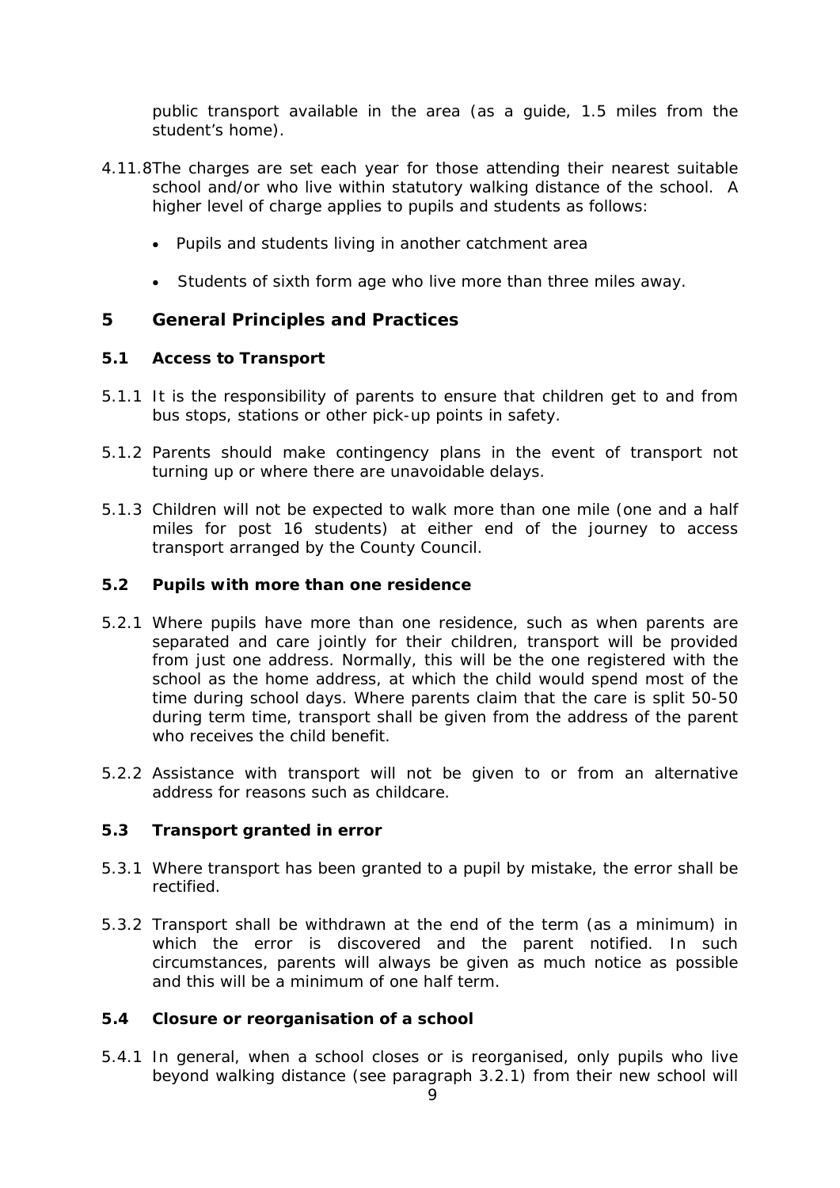public transport available in the area (as a guide, 1.5 miles from the student's home).

4.11.8 The charges are set each year for those attending their nearest suitable school and/or who live within statutory walking distance of the school. A higher level of charge applies to pupils and students as follows:

- Pupils and students living in another catchment area
- Students of sixth form age who live more than three miles away.

## 5 General Principles and Practices

### 5.1 Access to Transport

5.1.1 It is the responsibility of parents to ensure that children get to and from bus stops, stations or other pick-up points in safety.

5.1.2 Parents should make contingency plans in the event of transport not turning up or where there are unavoidable delays.

5.1.3 Children will not be expected to walk more than one mile (one and a half miles for post 16 students) at either end of the journey to access transport arranged by the County Council.

### 5.2 Pupils with more than one residence

5.2.1 Where pupils have more than one residence, such as when parents are separated and care jointly for their children, transport will be provided from just one address. Normally, this will be the one registered with the school as the home address, at which the child would spend most of the time during school days. Where parents claim that the care is split 50-50 during term time, transport shall be given from the address of the parent who receives the child benefit.

5.2.2 Assistance with transport will not be given to or from an alternative address for reasons such as childcare.

### 5.3 Transport granted in error

5.3.1 Where transport has been granted to a pupil by mistake, the error shall be rectified.

5.3.2 Transport shall be withdrawn at the end of the term (as a minimum) in which the error is discovered and the parent notified. In such circumstances, parents will always be given as much notice as possible and this will be a minimum of one half term.

### 5.4 Closure or reorganisation of a school

5.4.1 In general, when a school closes or is reorganised, only pupils who live beyond walking distance (see paragraph 3.2.1) from their new school will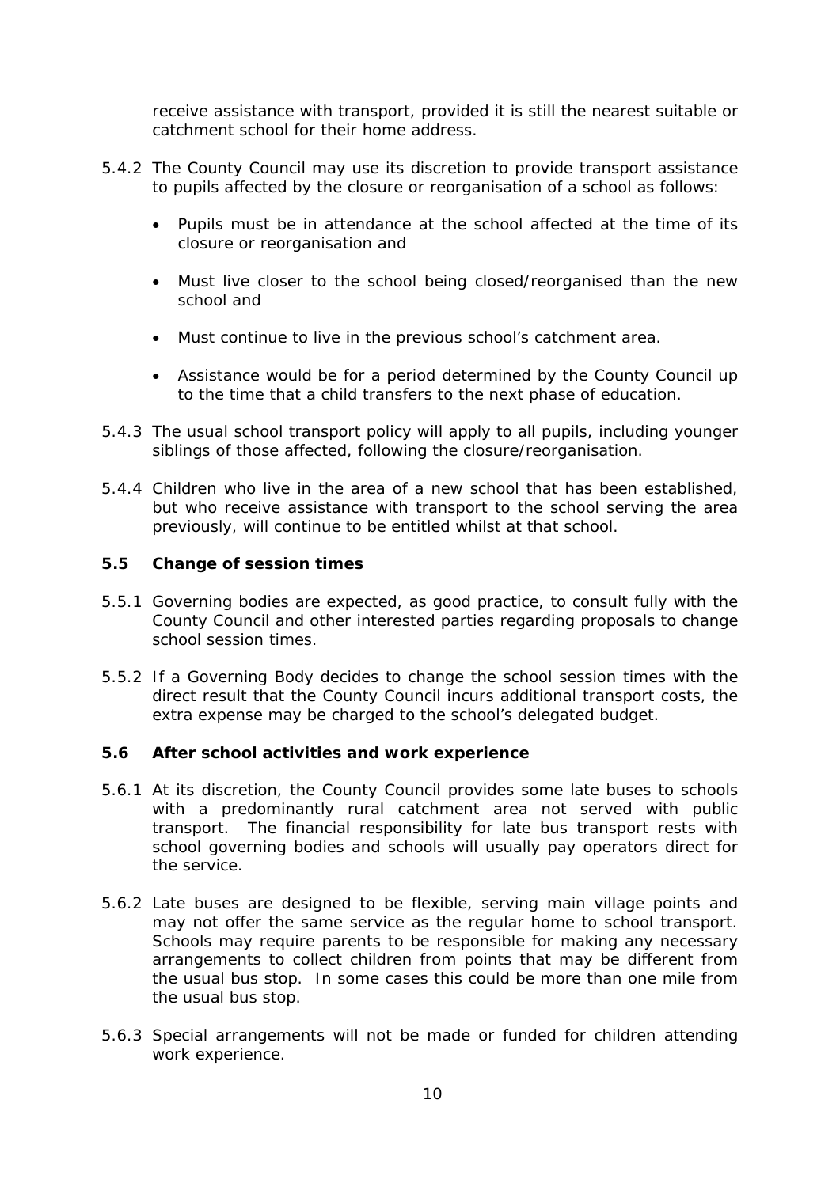receive assistance with transport, provided it is still the nearest suitable or catchment school for their home address.

5.4.2 The County Council may use its discretion to provide transport assistance to pupils affected by the closure or reorganisation of a school as follows:

- Pupils must be in attendance at the school affected at the time of its closure or reorganisation and
- Must live closer to the school being closed/reorganised than the new school and
- Must continue to live in the previous school's catchment area.
- Assistance would be for a period determined by the County Council up to the time that a child transfers to the next phase of education.

5.4.3 The usual school transport policy will apply to all pupils, including younger siblings of those affected, following the closure/reorganisation.

5.4.4 Children who live in the area of a new school that has been established, but who receive assistance with transport to the school serving the area previously, will continue to be entitled whilst at that school.

### 5.5 Change of session times

5.5.1 Governing bodies are expected, as good practice, to consult fully with the County Council and other interested parties regarding proposals to change school session times.

5.5.2 If a Governing Body decides to change the school session times with the direct result that the County Council incurs additional transport costs, the extra expense may be charged to the school's delegated budget.

### 5.6 After school activities and work experience

5.6.1 At its discretion, the County Council provides some late buses to schools with a predominantly rural catchment area not served with public transport. The financial responsibility for late bus transport rests with school governing bodies and schools will usually pay operators direct for the service.

5.6.2 Late buses are designed to be flexible, serving main village points and may not offer the same service as the regular home to school transport. Schools may require parents to be responsible for making any necessary arrangements to collect children from points that may be different from the usual bus stop. In some cases this could be more than one mile from the usual bus stop.

5.6.3 Special arrangements will not be made or funded for children attending work experience.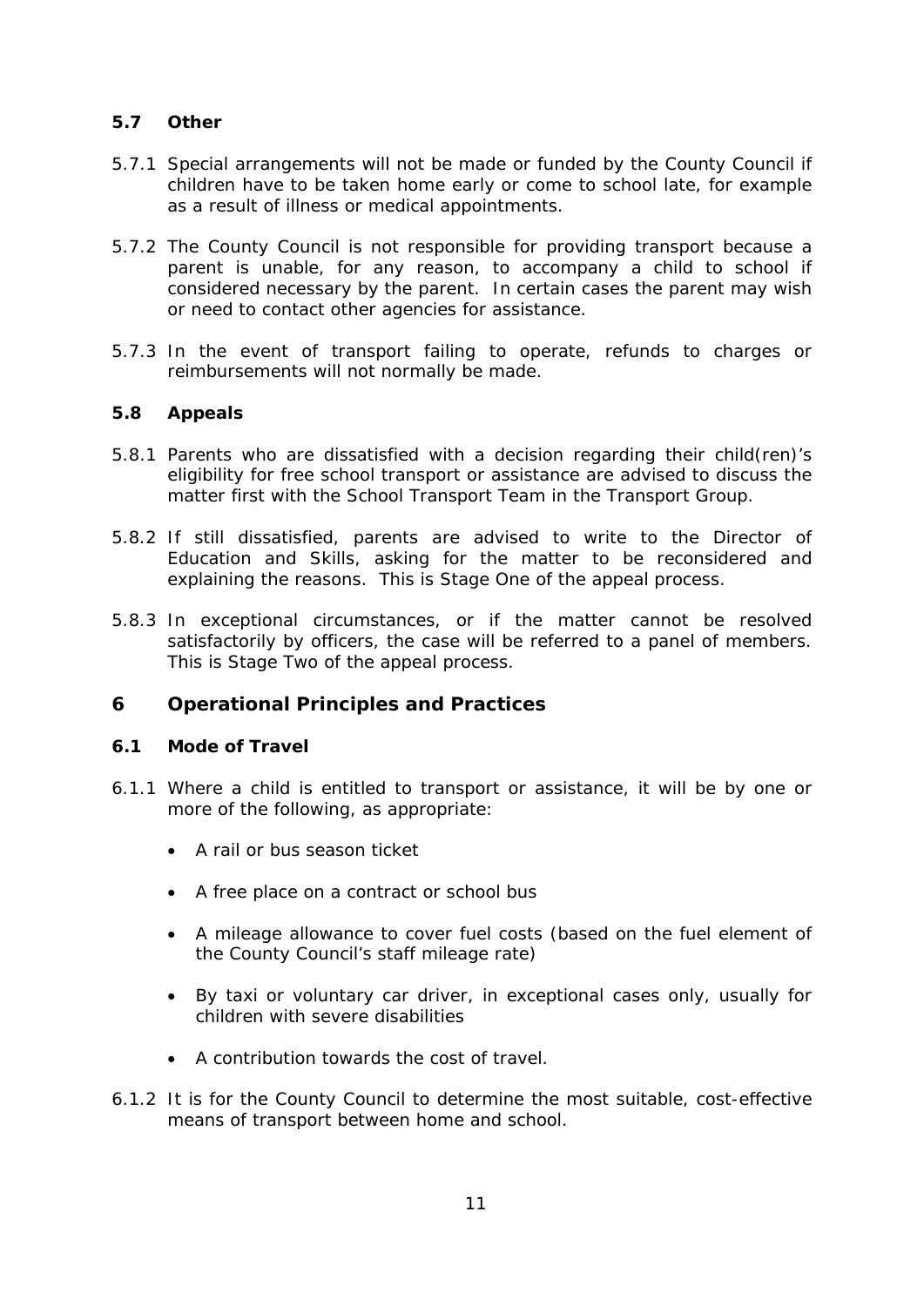### 5.7 Other

5.7.1 Special arrangements will not be made or funded by the County Council if children have to be taken home early or come to school late, for example as a result of illness or medical appointments.

5.7.2 The County Council is not responsible for providing transport because a parent is unable, for any reason, to accompany a child to school if considered necessary by the parent. In certain cases the parent may wish or need to contact other agencies for assistance.

5.7.3 In the event of transport failing to operate, refunds to charges or reimbursements will not normally be made.

### 5.8 Appeals

5.8.1 Parents who are dissatisfied with a decision regarding their child(ren)'s eligibility for free school transport or assistance are advised to discuss the matter first with the School Transport Team in the Transport Group.

5.8.2 If still dissatisfied, parents are advised to write to the Director of Education and Skills, asking for the matter to be reconsidered and explaining the reasons. This is Stage One of the appeal process.

5.8.3 In exceptional circumstances, or if the matter cannot be resolved satisfactorily by officers, the case will be referred to a panel of members. This is Stage Two of the appeal process.

## 6 Operational Principles and Practices

### 6.1 Mode of Travel

6.1.1 Where a child is entitled to transport or assistance, it will be by one or more of the following, as appropriate:

- A rail or bus season ticket
- A free place on a contract or school bus
- A mileage allowance to cover fuel costs (based on the fuel element of the County Council's staff mileage rate)
- By taxi or voluntary car driver, in exceptional cases only, usually for children with severe disabilities
- A contribution towards the cost of travel.

6.1.2 It is for the County Council to determine the most suitable, cost-effective means of transport between home and school.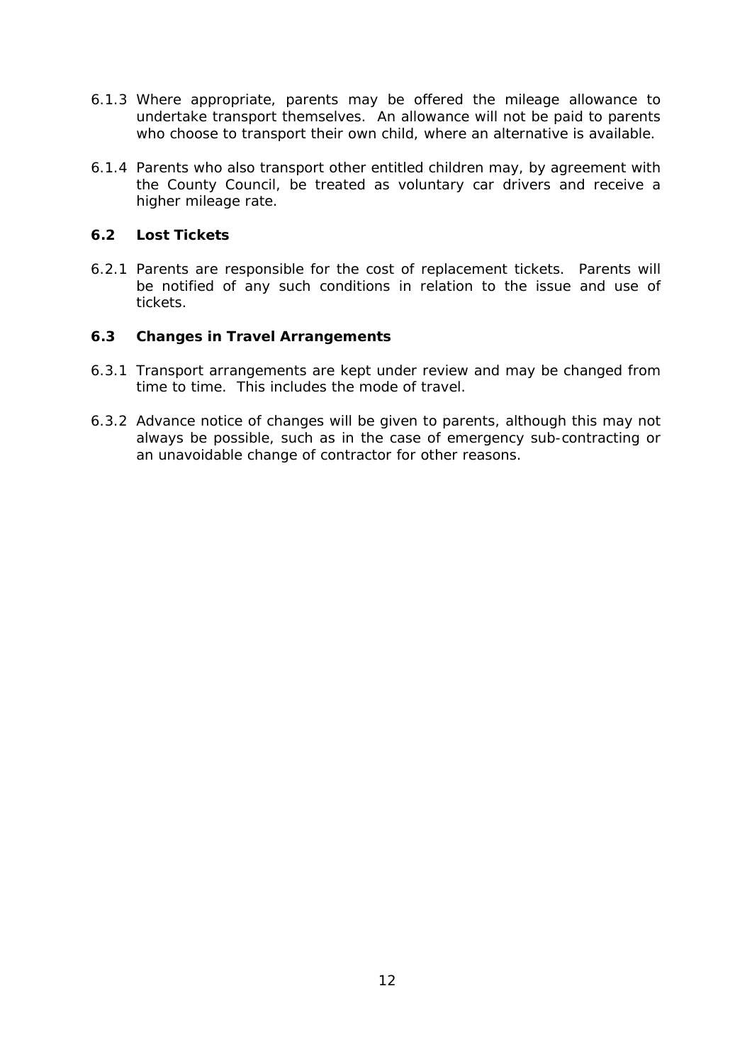6.1.3 Where appropriate, parents may be offered the mileage allowance to undertake transport themselves. An allowance will not be paid to parents who choose to transport their own child, where an alternative is available.

6.1.4 Parents who also transport other entitled children may, by agreement with the County Council, be treated as voluntary car drivers and receive a higher mileage rate.

### 6.2 Lost Tickets

6.2.1 Parents are responsible for the cost of replacement tickets. Parents will be notified of any such conditions in relation to the issue and use of tickets.

### 6.3 Changes in Travel Arrangements

6.3.1 Transport arrangements are kept under review and may be changed from time to time. This includes the mode of travel.

6.3.2 Advance notice of changes will be given to parents, although this may not always be possible, such as in the case of emergency sub-contracting or an unavoidable change of contractor for other reasons.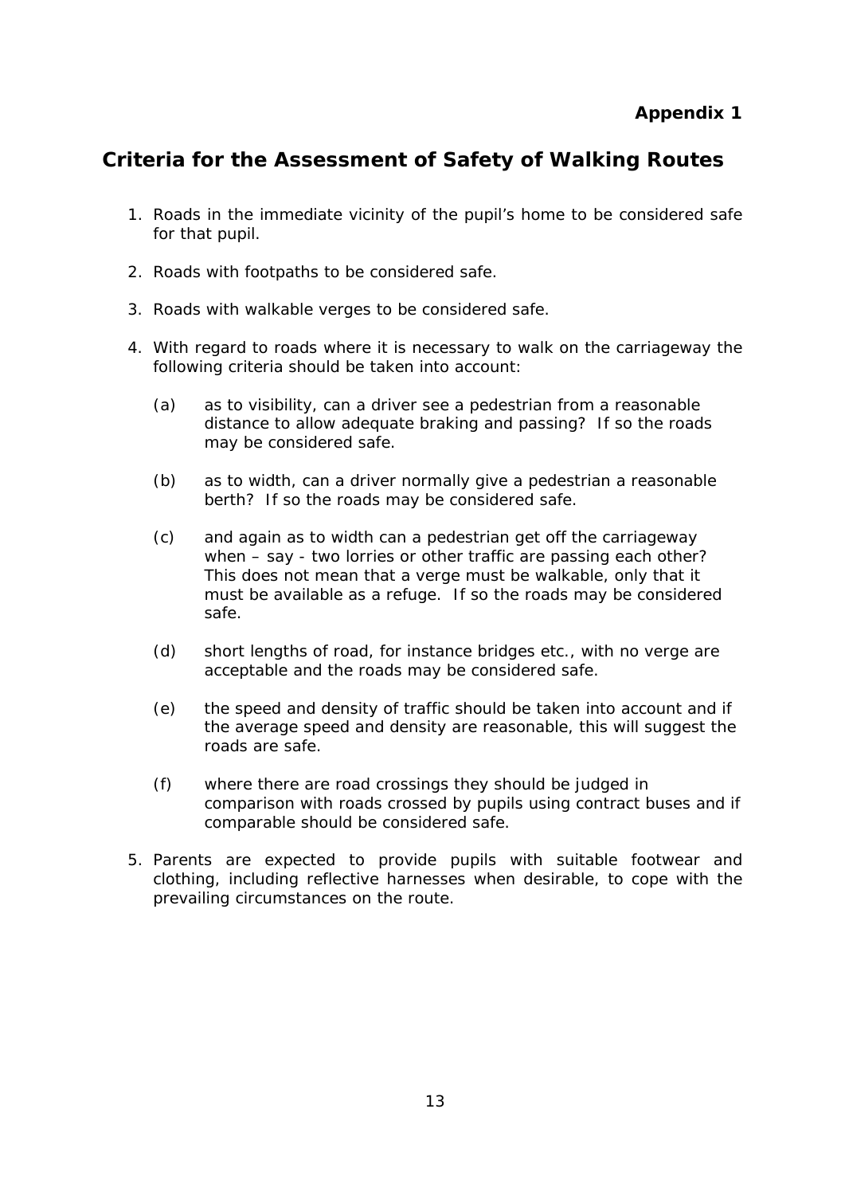**Appendix 1**

## Criteria for the Assessment of Safety of Walking Routes

1. Roads in the immediate vicinity of the pupil's home to be considered safe for that pupil.

2. Roads with footpaths to be considered safe.

3. Roads with walkable verges to be considered safe.

4. With regard to roads where it is necessary to walk on the carriageway the following criteria should be taken into account:

   (a) as to visibility, can a driver see a pedestrian from a reasonable distance to allow adequate braking and passing? If so the roads may be considered safe.

   (b) as to width, can a driver normally give a pedestrian a reasonable berth? If so the roads may be considered safe.

   (c) and again as to width can a pedestrian get off the carriageway when – say - two lorries or other traffic are passing each other? This does not mean that a verge must be walkable, only that it must be available as a refuge. If so the roads may be considered safe.

   (d) short lengths of road, for instance bridges etc., with no verge are acceptable and the roads may be considered safe.

   (e) the speed and density of traffic should be taken into account and if the average speed and density are reasonable, this will suggest the roads are safe.

   (f) where there are road crossings they should be judged in comparison with roads crossed by pupils using contract buses and if comparable should be considered safe.

5. Parents are expected to provide pupils with suitable footwear and clothing, including reflective harnesses when desirable, to cope with the prevailing circumstances on the route.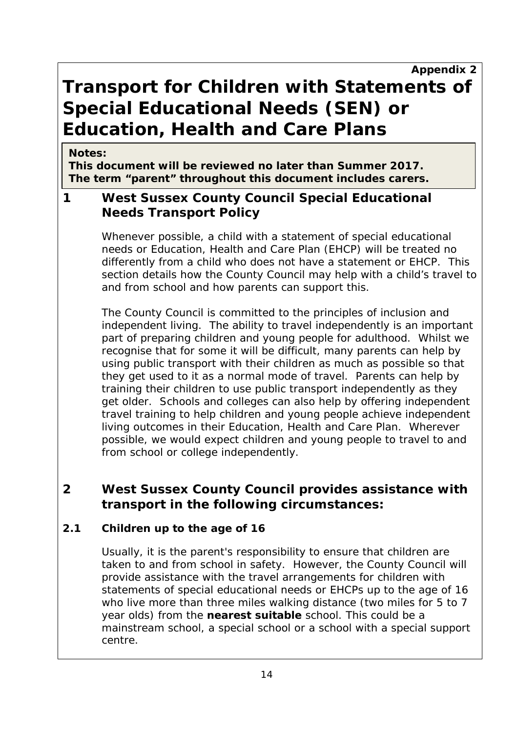**Appendix 2**

# Transport for Children with Statements of Special Educational Needs (SEN) or Education, Health and Care Plans

**Notes:**
**This document will be reviewed no later than Summer 2017.**
**The term "parent" throughout this document includes carers.**

## 1 West Sussex County Council Special Educational Needs Transport Policy

*Whenever possible, a child with a statement of special educational needs or Education, Health and Care Plan (EHCP) will be treated no differently from a child who does not have a statement or EHCP. This section details how the County Council may help with a child's travel to and from school and how parents can support this.*

*The County Council is committed to the principles of inclusion and independent living. The ability to travel independently is an important part of preparing children and young people for adulthood. Whilst we recognise that for some it will be difficult, many parents can help by using public transport with their children as much as possible so that they get used to it as a normal mode of travel. Parents can help by training their children to use public transport independently as they get older. Schools and colleges can also help by offering independent travel training to help children and young people achieve independent living outcomes in their Education, Health and Care Plan. Wherever possible, we would expect children and young people to travel to and from school or college independently.*

## 2 West Sussex County Council provides assistance with transport in the following circumstances:

### 2.1 Children up to the age of 16

Usually, it is the parent's responsibility to ensure that children are taken to and from school in safety. However, the County Council will provide assistance with the travel arrangements for children with statements of special educational needs or EHCPs up to the age of 16 who live more than three miles walking distance (two miles for 5 to 7 year olds) from the **nearest suitable** school. This could be a mainstream school, a special school or a school with a special support centre.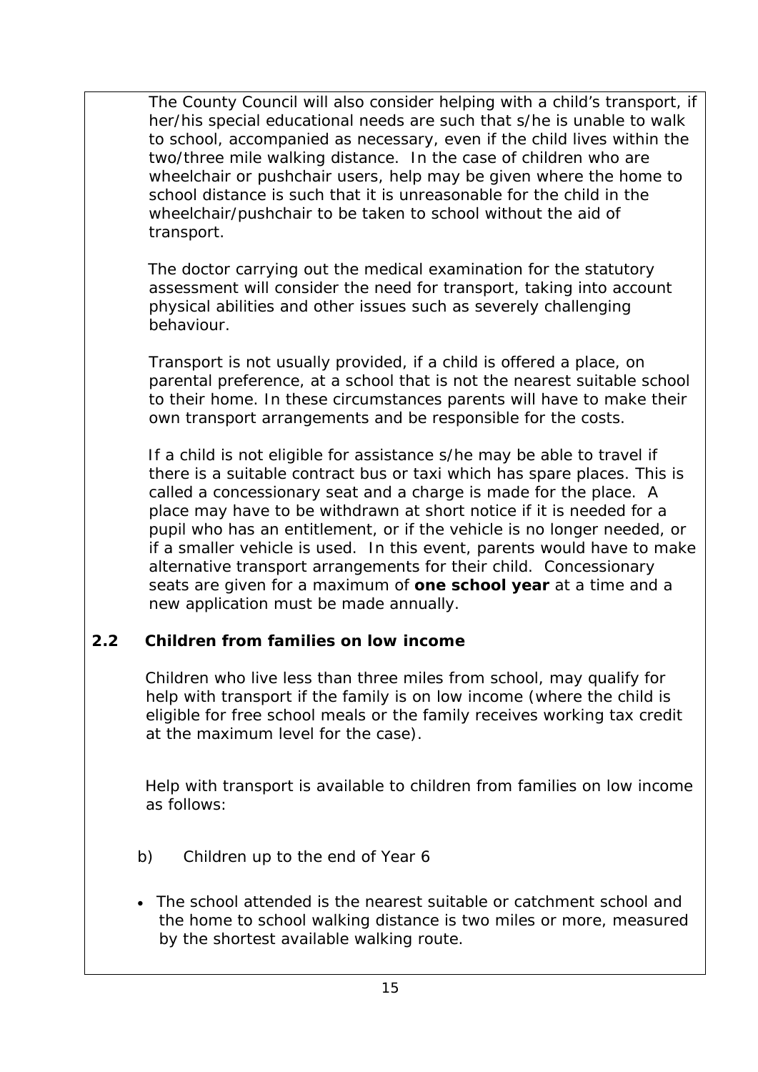The County Council will also consider helping with a child's transport, if her/his special educational needs are such that s/he is unable to walk to school, accompanied as necessary, even if the child lives within the two/three mile walking distance. In the case of children who are wheelchair or pushchair users, help may be given where the home to school distance is such that it is unreasonable for the child in the wheelchair/pushchair to be taken to school without the aid of transport.

The doctor carrying out the medical examination for the statutory assessment will consider the need for transport, taking into account physical abilities and other issues such as severely challenging behaviour.

Transport is not usually provided, if a child is offered a place, on parental preference, at a school that is not the nearest suitable school to their home. In these circumstances parents will have to make their own transport arrangements and be responsible for the costs.

If a child is not eligible for assistance s/he may be able to travel if there is a suitable contract bus or taxi which has spare places. This is called a concessionary seat and a charge is made for the place. A place may have to be withdrawn at short notice if it is needed for a pupil who has an entitlement, or if the vehicle is no longer needed, or if a smaller vehicle is used. In this event, parents would have to make alternative transport arrangements for their child. Concessionary seats are given for a maximum of **one school year** at a time and a new application must be made annually.

### 2.2 Children from families on low income

Children who live less than three miles from school, may qualify for help with transport if the family is on low income (where the child is eligible for free school meals or the family receives working tax credit at the maximum level for the case).

Help with transport is available to children from families on low income as follows:

b) Children up to the end of Year 6

- The school attended is the nearest suitable or catchment school and the home to school walking distance is two miles or more, measured by the shortest available walking route.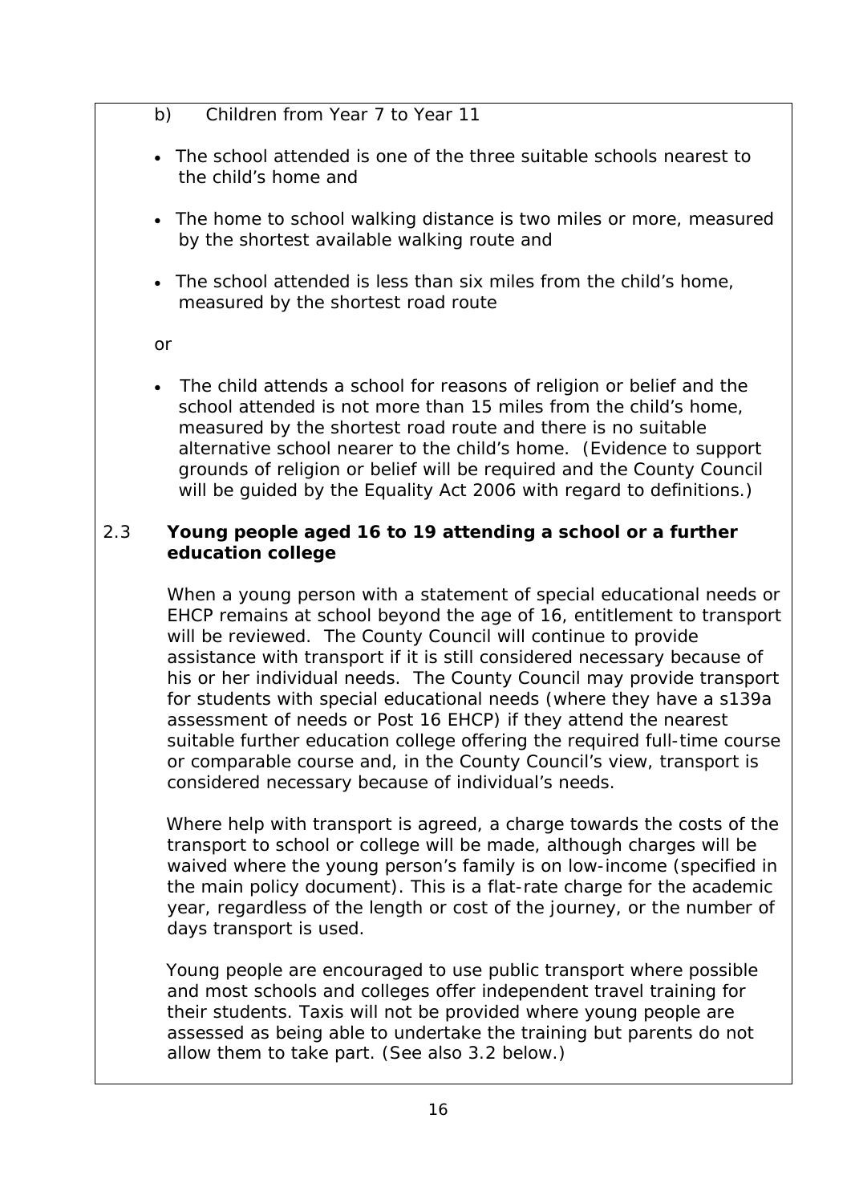b) Children from Year 7 to Year 11

- The school attended is one of the three suitable schools nearest to the child's home and
- The home to school walking distance is two miles or more, measured by the shortest available walking route and
- The school attended is less than six miles from the child's home, measured by the shortest road route

or

- The child attends a school for reasons of religion or belief and the school attended is not more than 15 miles from the child's home, measured by the shortest road route and there is no suitable alternative school nearer to the child's home. (Evidence to support grounds of religion or belief will be required and the County Council will be guided by the Equality Act 2006 with regard to definitions.)

### 2.3 Young people aged 16 to 19 attending a school or a further education college

When a young person with a statement of special educational needs or EHCP remains at school beyond the age of 16, entitlement to transport will be reviewed. The County Council will continue to provide assistance with transport if it is still considered necessary because of his or her individual needs. The County Council may provide transport for students with special educational needs (where they have a s139a assessment of needs or Post 16 EHCP) if they attend the nearest suitable further education college offering the required full-time course or comparable course and, in the County Council's view, transport is considered necessary because of individual's needs.

Where help with transport is agreed, a charge towards the costs of the transport to school or college will be made, although charges will be waived where the young person's family is on low-income (specified in the main policy document). This is a flat-rate charge for the academic year, regardless of the length or cost of the journey, or the number of days transport is used.

Young people are encouraged to use public transport where possible and most schools and colleges offer independent travel training for their students. Taxis will not be provided where young people are assessed as being able to undertake the training but parents do not allow them to take part. (See also 3.2 below.)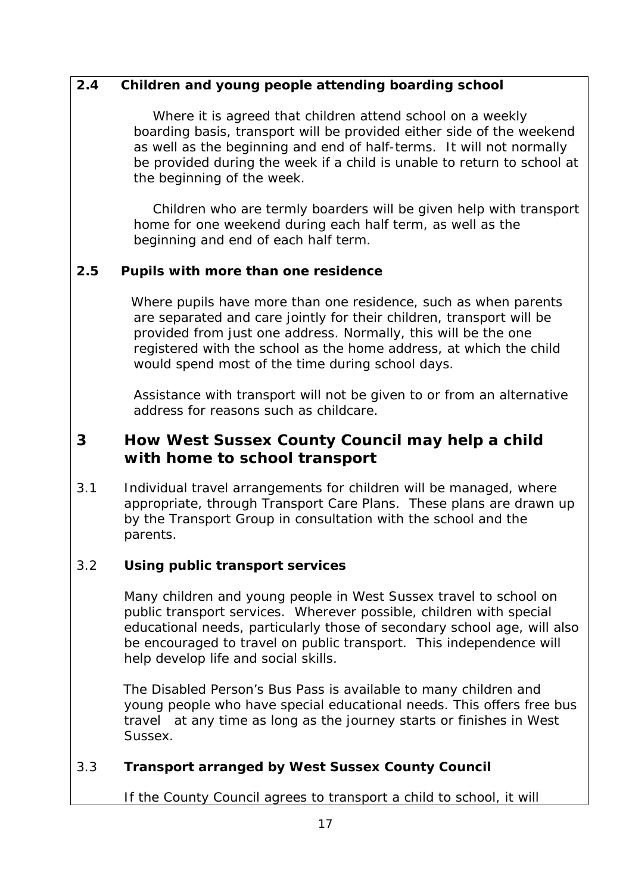### 2.4 Children and young people attending boarding school

Where it is agreed that children attend school on a weekly boarding basis, transport will be provided either side of the weekend as well as the beginning and end of half-terms. It will not normally be provided during the week if a child is unable to return to school at the beginning of the week.

Children who are termly boarders will be given help with transport home for one weekend during each half term, as well as the beginning and end of each half term.

### 2.5 Pupils with more than one residence

Where pupils have more than one residence, such as when parents are separated and care jointly for their children, transport will be provided from just one address. Normally, this will be the one registered with the school as the home address, at which the child would spend most of the time during school days.

Assistance with transport will not be given to or from an alternative address for reasons such as childcare.

## 3 How West Sussex County Council may help a child with home to school transport

3.1 Individual travel arrangements for children will be managed, where appropriate, through Transport Care Plans. These plans are drawn up by the Transport Group in consultation with the school and the parents.

### 3.2 Using public transport services

Many children and young people in West Sussex travel to school on public transport services. Wherever possible, children with special educational needs, particularly those of secondary school age, will also be encouraged to travel on public transport. This independence will help develop life and social skills.

The Disabled Person's Bus Pass is available to many children and young people who have special educational needs. This offers free bus travel at any time as long as the journey starts or finishes in West Sussex.

### 3.3 Transport arranged by West Sussex County Council

If the County Council agrees to transport a child to school, it will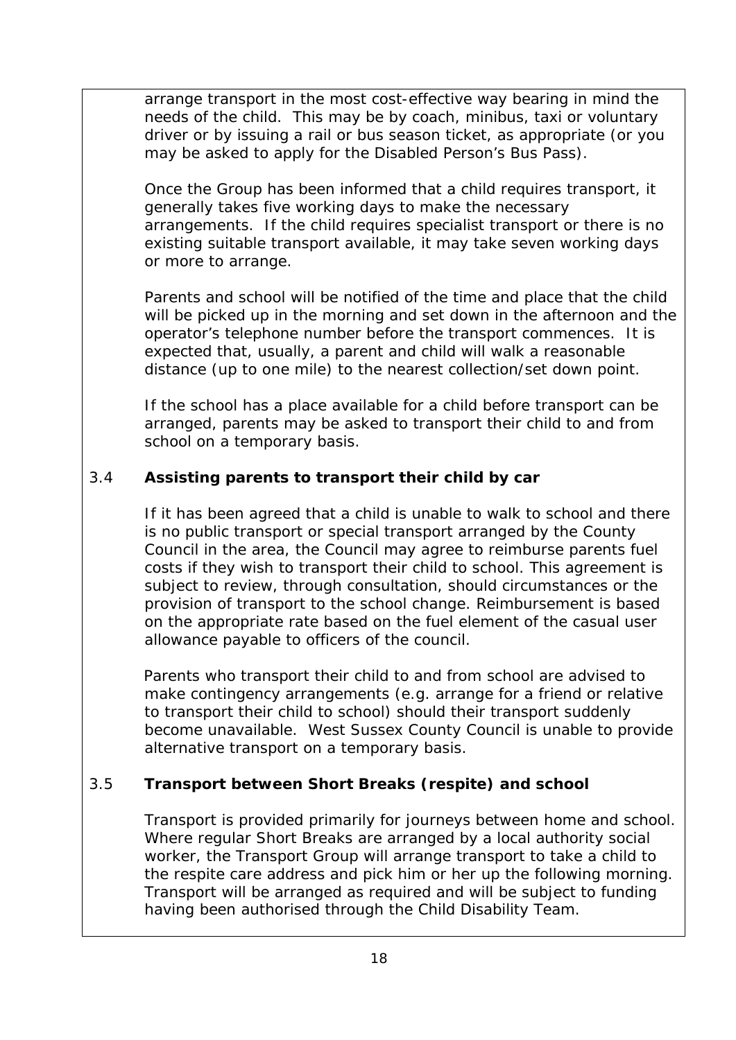arrange transport in the most cost-effective way bearing in mind the needs of the child. This may be by coach, minibus, taxi or voluntary driver or by issuing a rail or bus season ticket, as appropriate (or you may be asked to apply for the Disabled Person's Bus Pass).

Once the Group has been informed that a child requires transport, it generally takes five working days to make the necessary arrangements. If the child requires specialist transport or there is no existing suitable transport available, it may take seven working days or more to arrange.

Parents and school will be notified of the time and place that the child will be picked up in the morning and set down in the afternoon and the operator's telephone number before the transport commences. It is expected that, usually, a parent and child will walk a reasonable distance (up to one mile) to the nearest collection/set down point.

If the school has a place available for a child before transport can be arranged, parents may be asked to transport their child to and from school on a temporary basis.

### 3.4 Assisting parents to transport their child by car

If it has been agreed that a child is unable to walk to school and there is no public transport or special transport arranged by the County Council in the area, the Council may agree to reimburse parents fuel costs if they wish to transport their child to school. This agreement is subject to review, through consultation, should circumstances or the provision of transport to the school change. Reimbursement is based on the appropriate rate based on the fuel element of the casual user allowance payable to officers of the council.

Parents who transport their child to and from school are advised to make contingency arrangements (e.g. arrange for a friend or relative to transport their child to school) should their transport suddenly become unavailable. West Sussex County Council is unable to provide alternative transport on a temporary basis.

### 3.5 Transport between Short Breaks (respite) and school

Transport is provided primarily for journeys between home and school. Where regular Short Breaks are arranged by a local authority social worker, the Transport Group will arrange transport to take a child to the respite care address and pick him or her up the following morning. Transport will be arranged as required and will be subject to funding having been authorised through the Child Disability Team.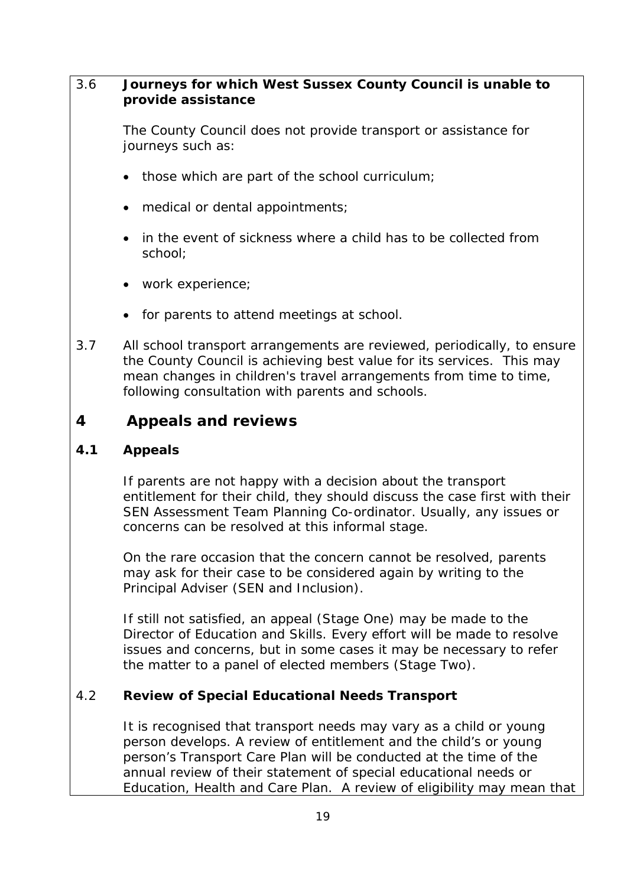3.6 **Journeys for which West Sussex County Council is unable to provide assistance**

The County Council does not provide transport or assistance for journeys such as:

- those which are part of the school curriculum;
- medical or dental appointments;
- in the event of sickness where a child has to be collected from school;
- work experience;
- for parents to attend meetings at school.

3.7 All school transport arrangements are reviewed, periodically, to ensure the County Council is achieving best value for its services. This may mean changes in children's travel arrangements from time to time, following consultation with parents and schools.

## 4 Appeals and reviews

### 4.1 Appeals

If parents are not happy with a decision about the transport entitlement for their child, they should discuss the case first with their SEN Assessment Team Planning Co-ordinator. Usually, any issues or concerns can be resolved at this informal stage.

On the rare occasion that the concern cannot be resolved, parents may ask for their case to be considered again by writing to the Principal Adviser (SEN and Inclusion).

If still not satisfied, an appeal (Stage One) may be made to the Director of Education and Skills. Every effort will be made to resolve issues and concerns, but in some cases it may be necessary to refer the matter to a panel of elected members (Stage Two).

### 4.2 Review of Special Educational Needs Transport

It is recognised that transport needs may vary as a child or young person develops. A review of entitlement and the child's or young person's Transport Care Plan will be conducted at the time of the annual review of their statement of special educational needs or Education, Health and Care Plan. A review of eligibility may mean that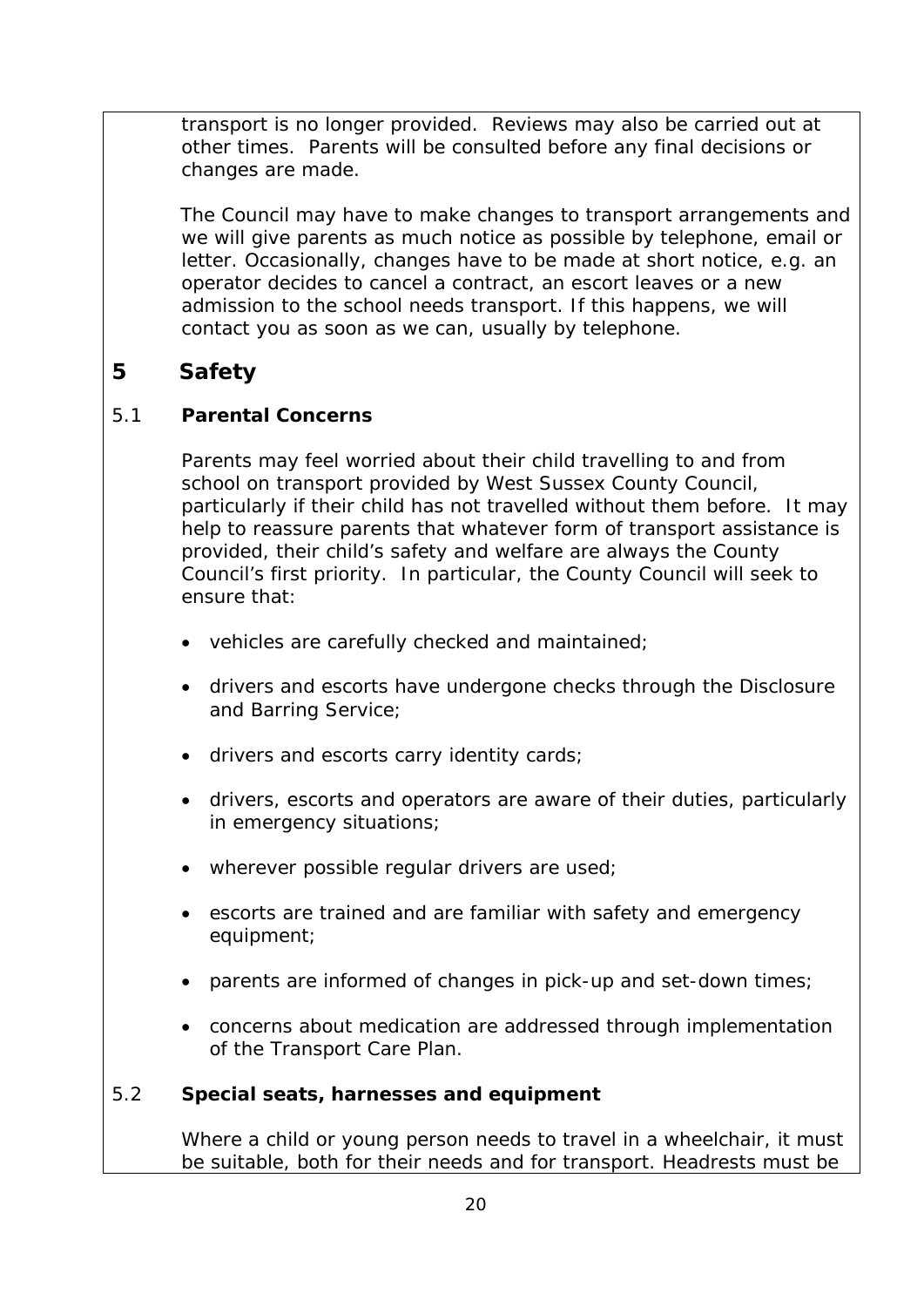transport is no longer provided. Reviews may also be carried out at other times. Parents will be consulted before any final decisions or changes are made.

The Council may have to make changes to transport arrangements and we will give parents as much notice as possible by telephone, email or letter. Occasionally, changes have to be made at short notice, e.g. an operator decides to cancel a contract, an escort leaves or a new admission to the school needs transport. If this happens, we will contact you as soon as we can, usually by telephone.

## 5 Safety

### 5.1 Parental Concerns

Parents may feel worried about their child travelling to and from school on transport provided by West Sussex County Council, particularly if their child has not travelled without them before. It may help to reassure parents that whatever form of transport assistance is provided, their child's safety and welfare are always the County Council's first priority. In particular, the County Council will seek to ensure that:

- vehicles are carefully checked and maintained;
- drivers and escorts have undergone checks through the Disclosure and Barring Service;
- drivers and escorts carry identity cards;
- drivers, escorts and operators are aware of their duties, particularly in emergency situations;
- wherever possible regular drivers are used;
- escorts are trained and are familiar with safety and emergency equipment;
- parents are informed of changes in pick-up and set-down times;
- concerns about medication are addressed through implementation of the Transport Care Plan.

### 5.2 Special seats, harnesses and equipment

Where a child or young person needs to travel in a wheelchair, it must be suitable, both for their needs and for transport. Headrests must be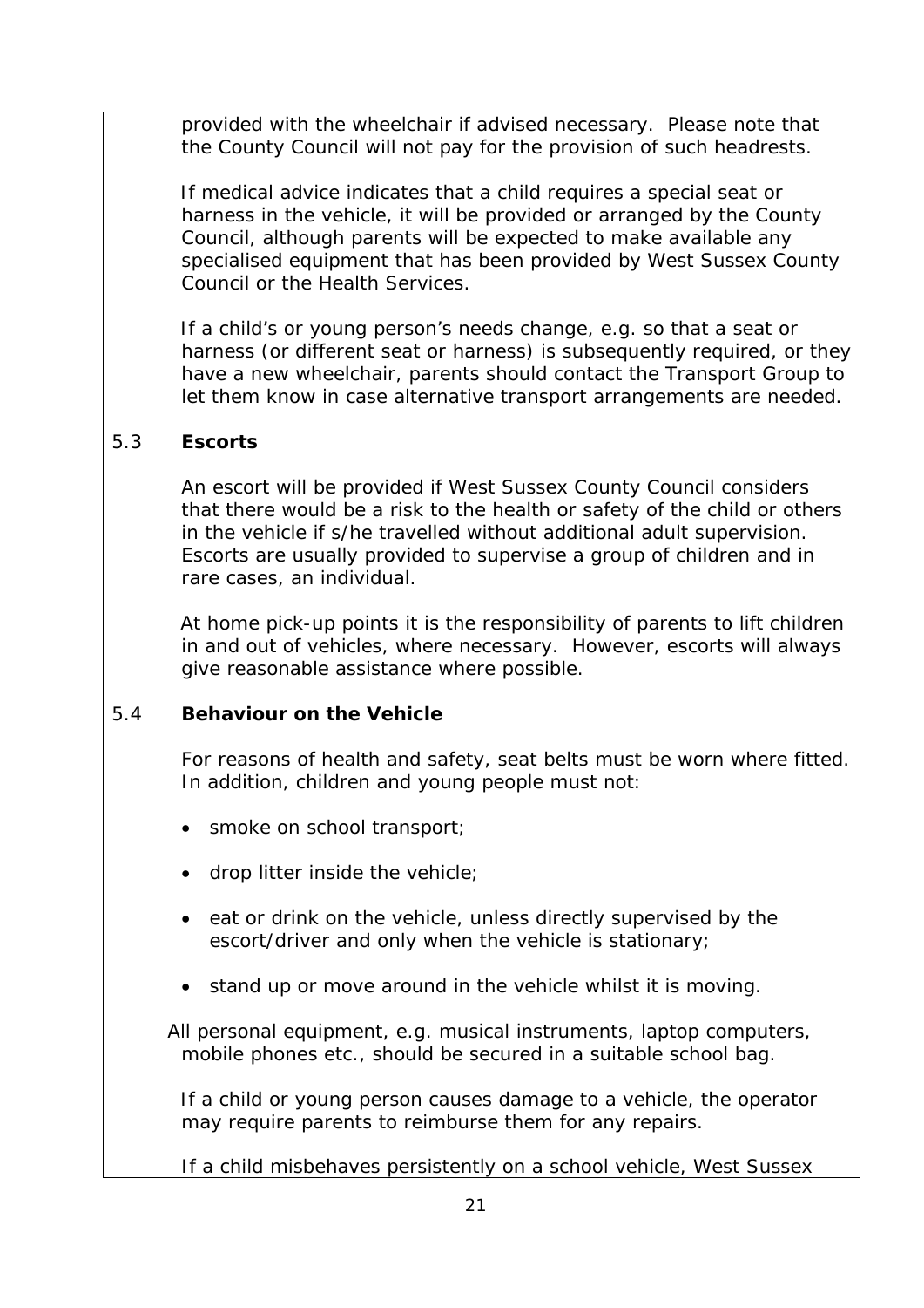provided with the wheelchair if advised necessary. Please note that the County Council will not pay for the provision of such headrests.

If medical advice indicates that a child requires a special seat or harness in the vehicle, it will be provided or arranged by the County Council, although parents will be expected to make available any specialised equipment that has been provided by West Sussex County Council or the Health Services.

If a child's or young person's needs change, e.g. so that a seat or harness (or different seat or harness) is subsequently required, or they have a new wheelchair, parents should contact the Transport Group to let them know in case alternative transport arrangements are needed.

### 5.3 Escorts

An escort will be provided if West Sussex County Council considers that there would be a risk to the health or safety of the child or others in the vehicle if s/he travelled without additional adult supervision. Escorts are usually provided to supervise a group of children and in rare cases, an individual.

At home pick-up points it is the responsibility of parents to lift children in and out of vehicles, where necessary. However, escorts will always give reasonable assistance where possible.

### 5.4 Behaviour on the Vehicle

For reasons of health and safety, seat belts must be worn where fitted. In addition, children and young people must not:

- smoke on school transport;
- drop litter inside the vehicle;
- eat or drink on the vehicle, unless directly supervised by the escort/driver and only when the vehicle is stationary;
- stand up or move around in the vehicle whilst it is moving.

All personal equipment, e.g. musical instruments, laptop computers, mobile phones etc., should be secured in a suitable school bag.

If a child or young person causes damage to a vehicle, the operator may require parents to reimburse them for any repairs.

If a child misbehaves persistently on a school vehicle, West Sussex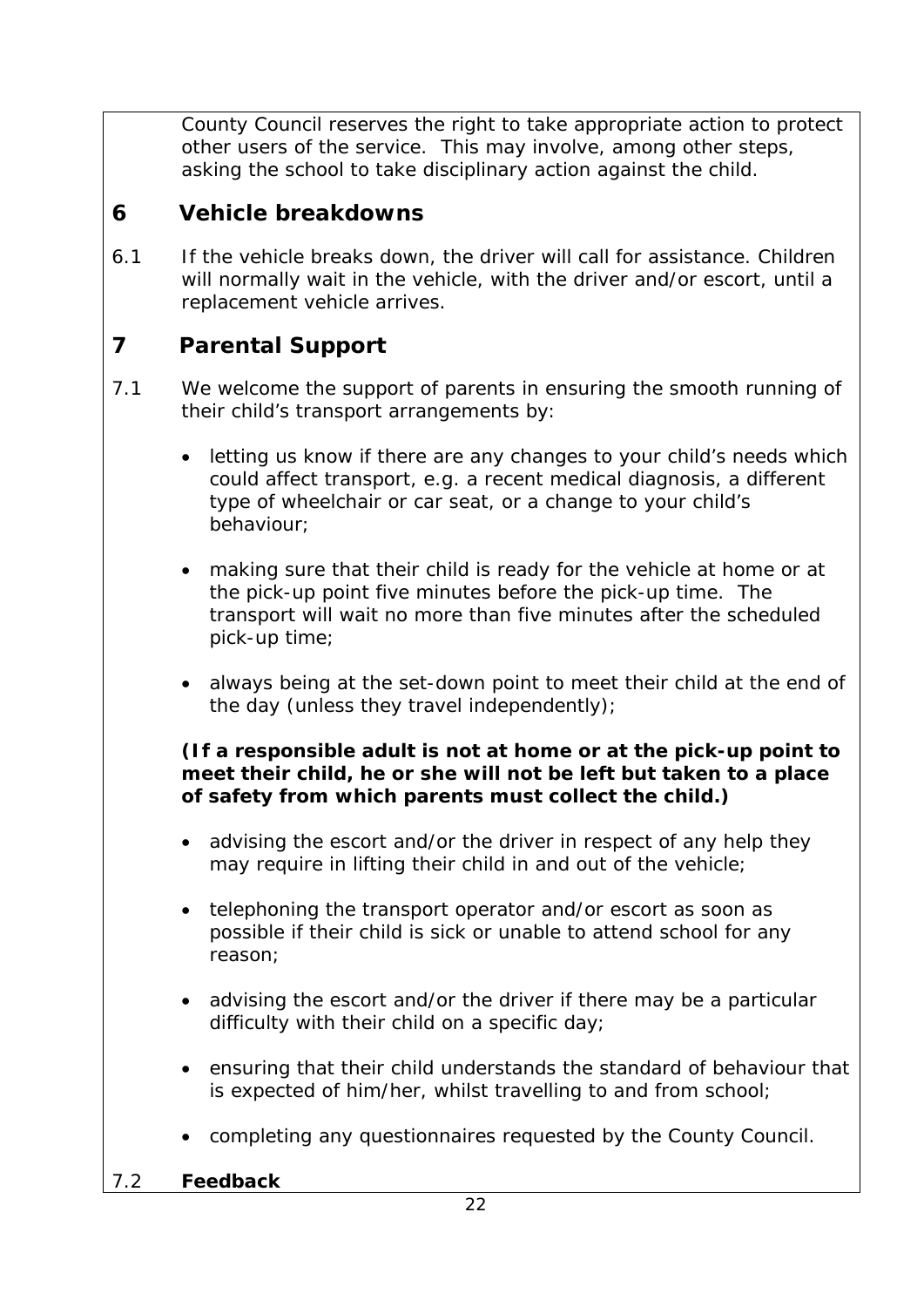County Council reserves the right to take appropriate action to protect other users of the service. This may involve, among other steps, asking the school to take disciplinary action against the child.

## 6 Vehicle breakdowns

6.1 If the vehicle breaks down, the driver will call for assistance. Children will normally wait in the vehicle, with the driver and/or escort, until a replacement vehicle arrives.

## 7 Parental Support

7.1 We welcome the support of parents in ensuring the smooth running of their child's transport arrangements by:

- letting us know if there are any changes to your child's needs which could affect transport, e.g. a recent medical diagnosis, a different type of wheelchair or car seat, or a change to your child's behaviour;

- making sure that their child is ready for the vehicle at home or at the pick-up point five minutes before the pick-up time. The transport will wait no more than five minutes after the scheduled pick-up time;

- always being at the set-down point to meet their child at the end of the day (unless they travel independently);

**(If a responsible adult is not at home or at the pick-up point to meet their child, he or she will not be left but taken to a place of safety from which parents must collect the child.)**

- advising the escort and/or the driver in respect of any help they may require in lifting their child in and out of the vehicle;

- telephoning the transport operator and/or escort as soon as possible if their child is sick or unable to attend school for any reason;

- advising the escort and/or the driver if there may be a particular difficulty with their child on a specific day;

- ensuring that their child understands the standard of behaviour that is expected of him/her, whilst travelling to and from school;

- completing any questionnaires requested by the County Council.

7.2 **Feedback**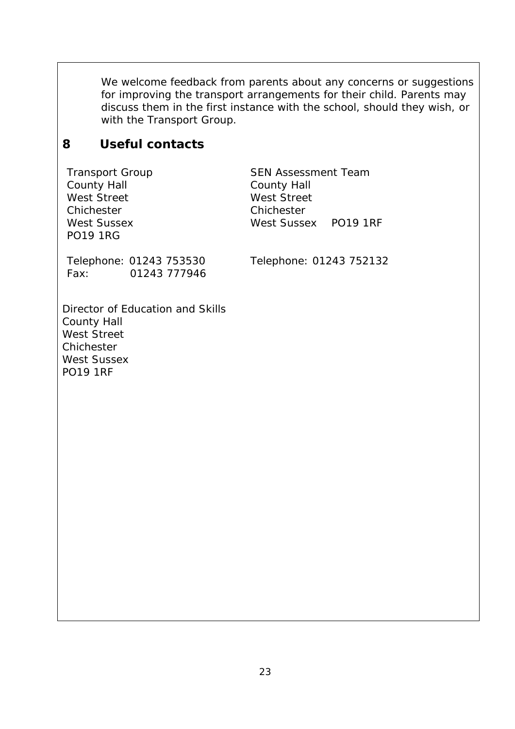We welcome feedback from parents about any concerns or suggestions for improving the transport arrangements for their child. Parents may discuss them in the first instance with the school, should they wish, or with the Transport Group.

## 8 Useful contacts

Transport Group
County Hall
West Street
Chichester
West Sussex
PO19 1RG

Telephone: 01243 753530
Fax: 01243 777946

SEN Assessment Team
County Hall
West Street
Chichester
West Sussex PO19 1RF

Telephone: 01243 752132

Director of Education and Skills
County Hall
West Street
Chichester
West Sussex
PO19 1RF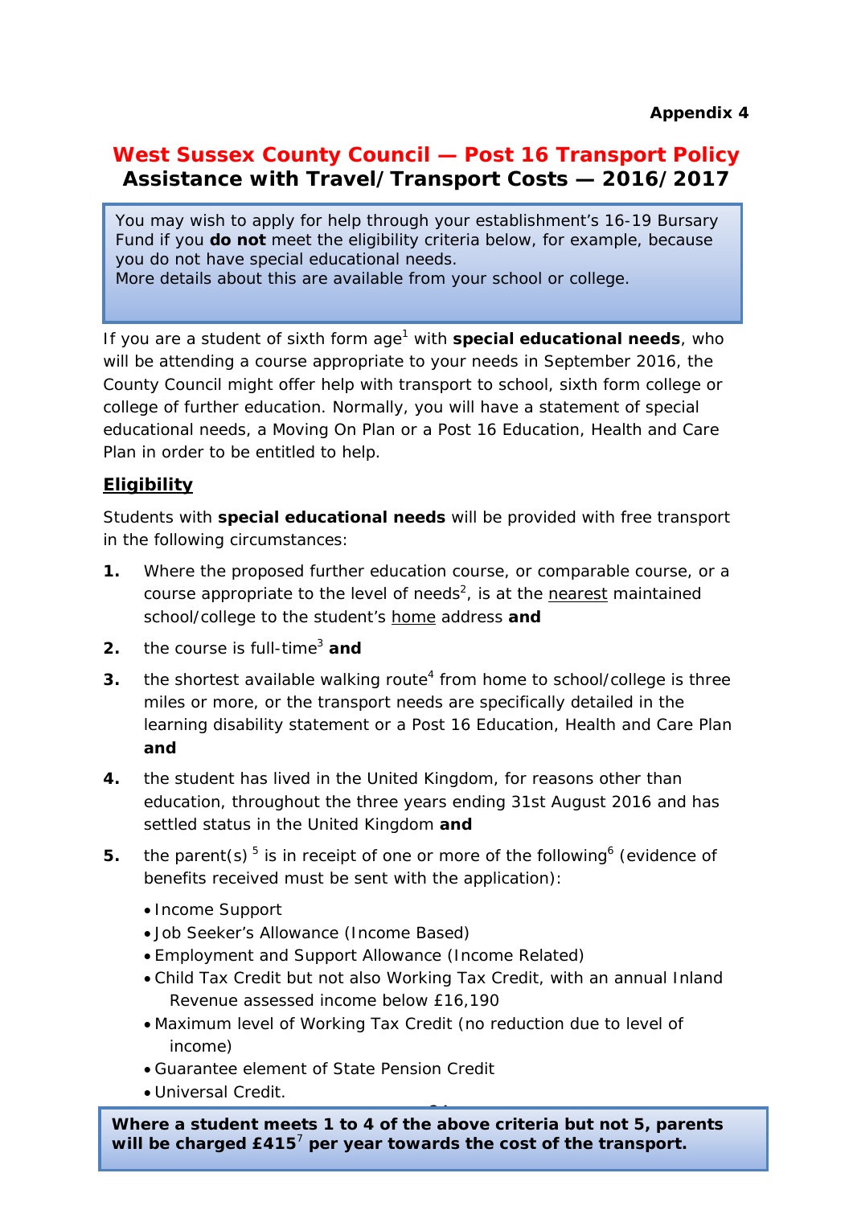**Appendix 4**

# West Sussex County Council — Post 16 Transport Policy
## Assistance with Travel/Transport Costs — 2016/2017

> You may wish to apply for help through your establishment's 16-19 Bursary Fund if you **do not** meet the eligibility criteria below, for example, because you do not have special educational needs.
> More details about this are available from your school or college.

If you are a student of sixth form age[1] with **special educational needs**, who will be attending a course appropriate to your needs in September 2016, the County Council might offer help with transport to school, sixth form college or college of further education. Normally, you will have a statement of special educational needs, a Moving On Plan or a Post 16 Education, Health and Care Plan in order to be entitled to help.

### Eligibility

Students with **special educational needs** will be provided with free transport in the following circumstances:

1. Where the proposed further education course, or comparable course, or a course appropriate to the level of needs[2], is at the nearest maintained school/college to the student's home address **and**
2. the course is full-time[3] **and**
3. the shortest available walking route[4] from home to school/college is three miles or more, or the transport needs are specifically detailed in the learning disability statement or a Post 16 Education, Health and Care Plan **and**
4. the student has lived in the United Kingdom, for reasons other than education, throughout the three years ending 31st August 2016 and has settled status in the United Kingdom **and**
5. the parent(s) [5] is in receipt of one or more of the following[6] (evidence of benefits received must be sent with the application):
   - Income Support
   - Job Seeker's Allowance (Income Based)
   - Employment and Support Allowance (Income Related)
   - Child Tax Credit but not also Working Tax Credit, with an annual Inland Revenue assessed income below £16,190
   - Maximum level of Working Tax Credit (no reduction due to level of income)
   - Guarantee element of State Pension Credit
   - Universal Credit.

> **Where a student meets 1 to 4 of the above criteria but not 5, parents will be charged £415[7] per year towards the cost of the transport.**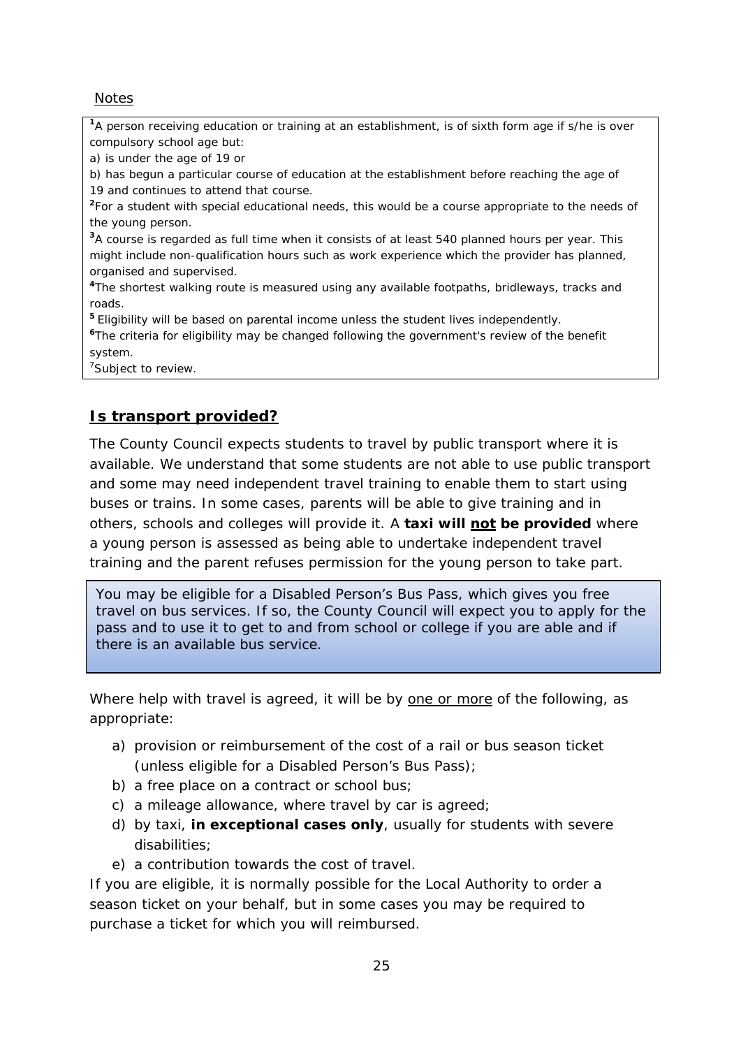Notes

[1]A person receiving education or training at an establishment, is of sixth form age if s/he is over compulsory school age but:

a) is under the age of 19 or

b) has begun a particular course of education at the establishment before reaching the age of 19 and continues to attend that course.

[2]For a student with special educational needs, this would be a course appropriate to the needs of the young person.

[3]A course is regarded as full time when it consists of at least 540 planned hours per year. This might include non-qualification hours such as work experience which the provider has planned, organised and supervised.

[4]The shortest walking route is measured using any available footpaths, bridleways, tracks and roads.

[5] Eligibility will be based on parental income unless the student lives independently.

[6]The criteria for eligibility may be changed following the government's review of the benefit system.

[7]Subject to review.

## Is transport provided?

The County Council expects students to travel by public transport where it is available. We understand that some students are not able to use public transport and some may need independent travel training to enable them to start using buses or trains. In some cases, parents will be able to give training and in others, schools and colleges will provide it. A **taxi will not be provided** where a young person is assessed as being able to undertake independent travel training and the parent refuses permission for the young person to take part.

> You may be eligible for a Disabled Person's Bus Pass, which gives you free travel on bus services. If so, the County Council will expect you to apply for the pass and to use it to get to and from school or college if you are able and if there is an available bus service.

Where help with travel is agreed, it will be by one or more of the following, as appropriate:

a) provision or reimbursement of the cost of a rail or bus season ticket (unless eligible for a Disabled Person's Bus Pass);
b) a free place on a contract or school bus;
c) a mileage allowance, where travel by car is agreed;
d) by taxi, **in exceptional cases only**, usually for students with severe disabilities;
e) a contribution towards the cost of travel.

If you are eligible, it is normally possible for the Local Authority to order a season ticket on your behalf, but in some cases you may be required to purchase a ticket for which you will reimbursed.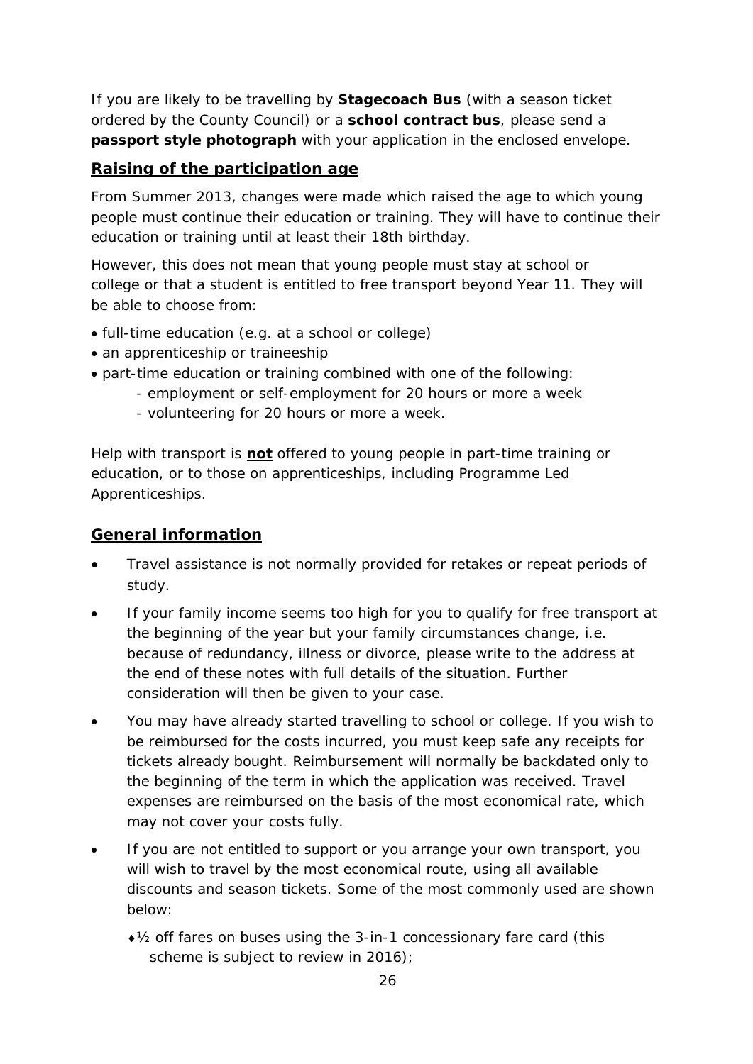If you are likely to be travelling by **Stagecoach Bus** (with a season ticket ordered by the County Council) or a **school contract bus**, please send a **passport style photograph** with your application in the enclosed envelope.

## Raising of the participation age

From Summer 2013, changes were made which raised the age to which young people must continue their education or training. They will have to continue their education or training until at least their 18th birthday.

However, this does not mean that young people must stay at school or college or that a student is entitled to free transport beyond Year 11. They will be able to choose from:

- full-time education (e.g. at a school or college)
- an apprenticeship or traineeship
- part-time education or training combined with one of the following:
  - employment or self-employment for 20 hours or more a week
  - volunteering for 20 hours or more a week.

Help with transport is **not** offered to young people in part-time training or education, or to those on apprenticeships, including Programme Led Apprenticeships.

## General information

- Travel assistance is not normally provided for retakes or repeat periods of study.
- If your family income seems too high for you to qualify for free transport at the beginning of the year but your family circumstances change, i.e. because of redundancy, illness or divorce, please write to the address at the end of these notes with full details of the situation. Further consideration will then be given to your case.
- You may have already started travelling to school or college. If you wish to be reimbursed for the costs incurred, you must keep safe any receipts for tickets already bought. Reimbursement will normally be backdated only to the beginning of the term in which the application was received. Travel expenses are reimbursed on the basis of the most economical rate, which may not cover your costs fully.
- If you are not entitled to support or you arrange your own transport, you will wish to travel by the most economical route, using all available discounts and season tickets. Some of the most commonly used are shown below:
  - ½ off fares on buses using the 3-in-1 concessionary fare card (this scheme is subject to review in 2016);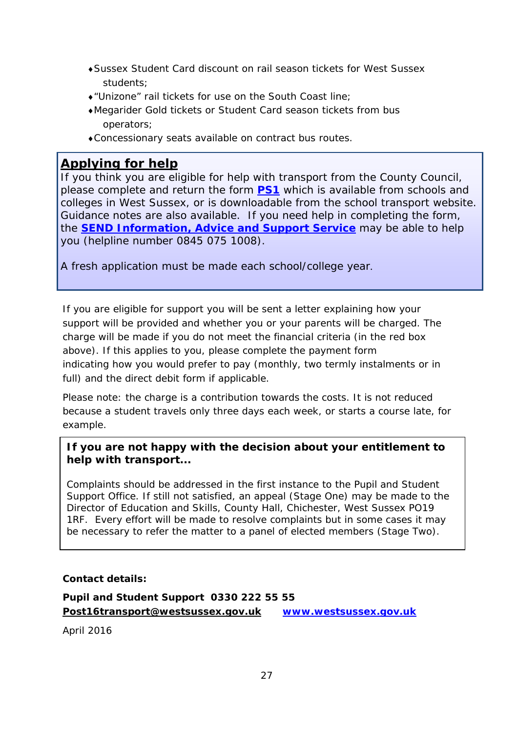- Sussex Student Card discount on rail season tickets for West Sussex students;
- “Unizone” rail tickets for use on the South Coast line;
- Megarider Gold tickets or Student Card season tickets from bus operators;
- Concessionary seats available on contract bus routes.

## Applying for help

If you think you are eligible for help with transport from the County Council, please complete and return the form **PS1** which is available from schools and colleges in West Sussex, or is downloadable from the school transport website. Guidance notes are also available. If you need help in completing the form, the **SEND Information, Advice and Support Service** may be able to help you (helpline number 0845 075 1008).

A fresh application must be made each school/college year.

If you are eligible for support you will be sent a letter explaining how your support will be provided and whether you or your parents will be charged. The charge will be made if you do not meet the financial criteria (in the red box above). If this applies to you, please complete the payment form indicating how you would prefer to pay (monthly, two termly instalments or in full) and the direct debit form if applicable.

Please note: the charge is a contribution towards the costs. It is not reduced because a student travels only three days each week, or starts a course late, for example.

**If you are not happy with the decision about your entitlement to help with transport...**

Complaints should be addressed in the first instance to the Pupil and Student Support Office. If still not satisfied, an appeal (Stage One) may be made to the Director of Education and Skills, County Hall, Chichester, West Sussex PO19 1RF. Every effort will be made to resolve complaints but in some cases it may be necessary to refer the matter to a panel of elected members (Stage Two).

**Contact details:**

**Pupil and Student Support 0330 222 55 55**
**Post16transport@westsussex.gov.uk** **www.westsussex.gov.uk**

April 2016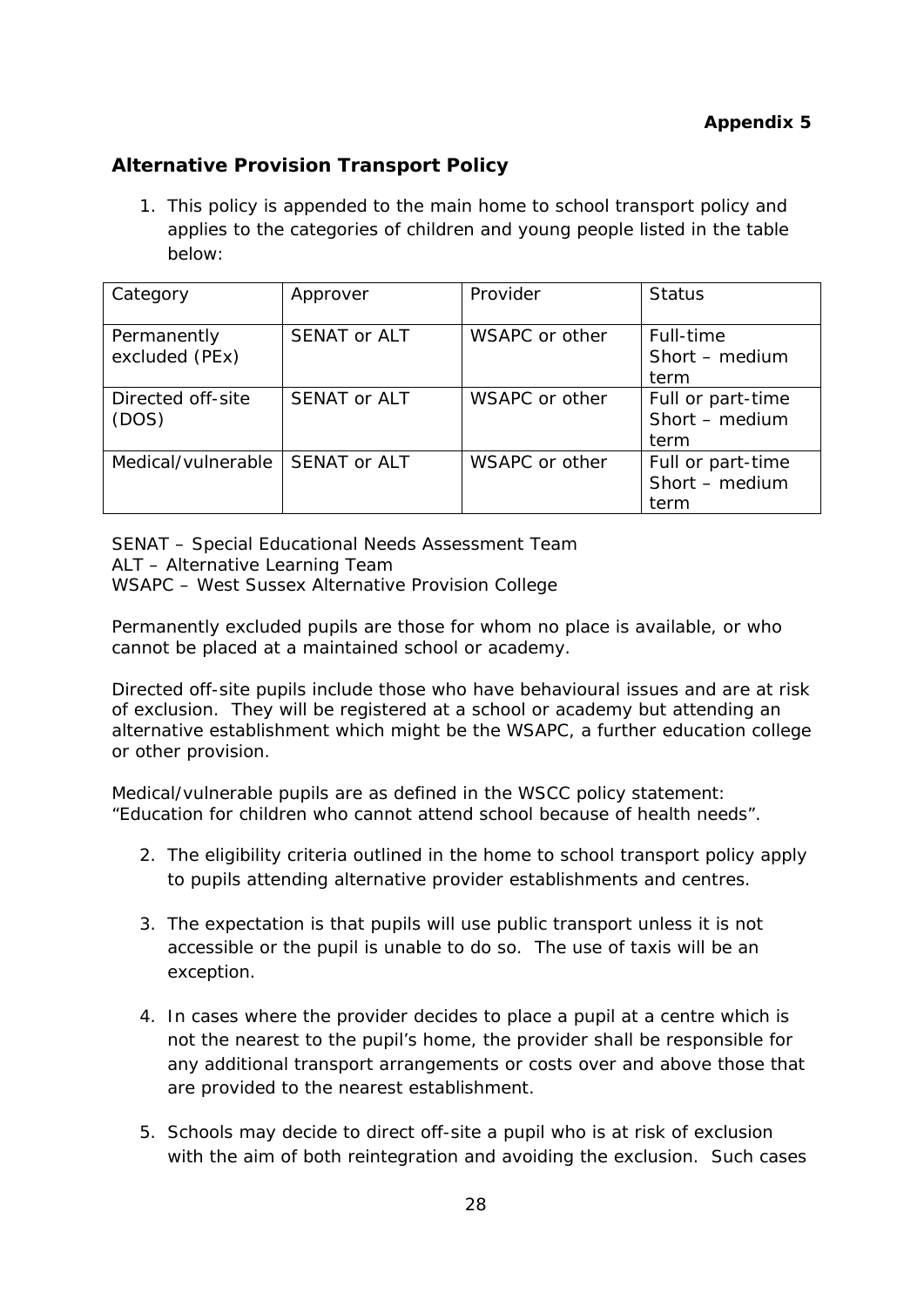**Appendix 5**

## Alternative Provision Transport Policy

1. This policy is appended to the main home to school transport policy and applies to the categories of children and young people listed in the table below:

| Category | Approver | Provider | Status |
|---|---|---|---|
| Permanently excluded (PEx) | SENAT or ALT | WSAPC or other | Full-time<br>Short – medium term |
| Directed off-site (DOS) | SENAT or ALT | WSAPC or other | Full or part-time<br>Short – medium term |
| Medical/vulnerable | SENAT or ALT | WSAPC or other | Full or part-time<br>Short – medium term |

SENAT – Special Educational Needs Assessment Team
ALT – Alternative Learning Team
WSAPC – West Sussex Alternative Provision College

Permanently excluded pupils are those for whom no place is available, or who cannot be placed at a maintained school or academy.

Directed off-site pupils include those who have behavioural issues and are at risk of exclusion. They will be registered at a school or academy but attending an alternative establishment which might be the WSAPC, a further education college or other provision.

Medical/vulnerable pupils are as defined in the WSCC policy statement: "Education for children who cannot attend school because of health needs".

2. The eligibility criteria outlined in the home to school transport policy apply to pupils attending alternative provider establishments and centres.

3. The expectation is that pupils will use public transport unless it is not accessible or the pupil is unable to do so. The use of taxis will be an exception.

4. In cases where the provider decides to place a pupil at a centre which is not the nearest to the pupil's home, the provider shall be responsible for any additional transport arrangements or costs over and above those that are provided to the nearest establishment.

5. Schools may decide to direct off-site a pupil who is at risk of exclusion with the aim of both reintegration and avoiding the exclusion. Such cases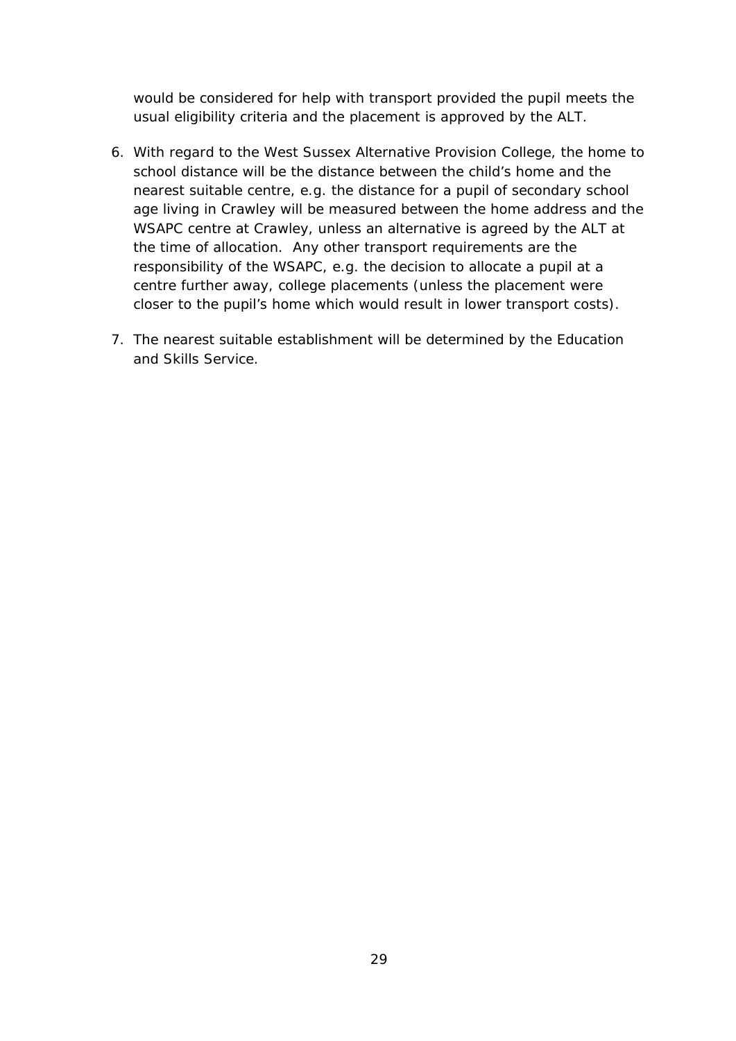would be considered for help with transport provided the pupil meets the usual eligibility criteria and the placement is approved by the ALT.

6. With regard to the West Sussex Alternative Provision College, the home to school distance will be the distance between the child's home and the nearest suitable centre, e.g. the distance for a pupil of secondary school age living in Crawley will be measured between the home address and the WSAPC centre at Crawley, unless an alternative is agreed by the ALT at the time of allocation. Any other transport requirements are the responsibility of the WSAPC, e.g. the decision to allocate a pupil at a centre further away, college placements (unless the placement were closer to the pupil's home which would result in lower transport costs).

7. The nearest suitable establishment will be determined by the Education and Skills Service.